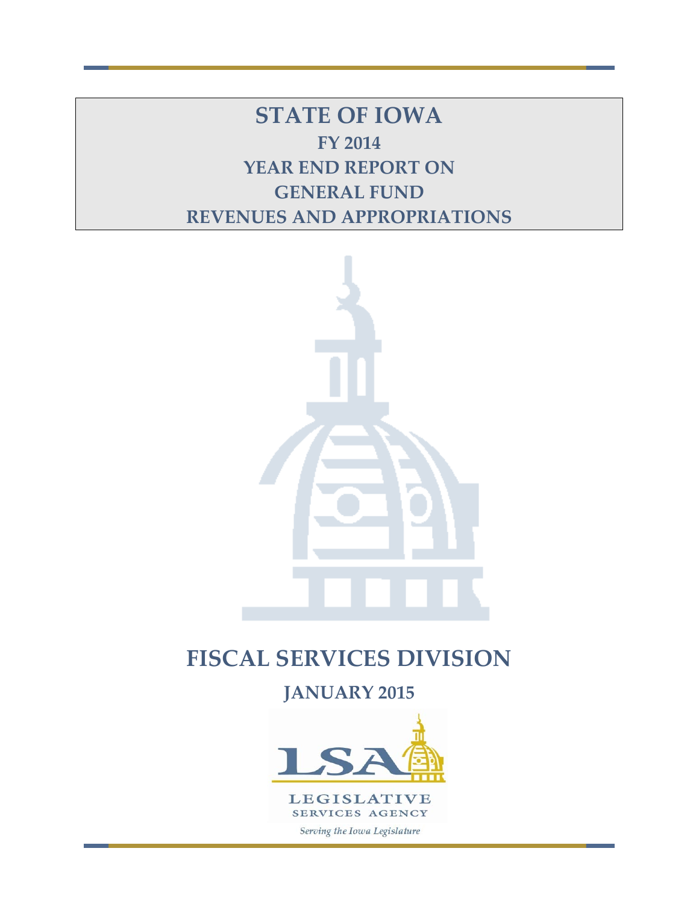# STATE OF IOWA

## FY 2014

## YEAR END REPORT ON

## GENERAL FUND

## REVENUES AND APPROPRIATIONS

# FISCAL SERVICES DIVISION

## JANUARY 2015

LSA

LEGISLATIVE SERVICES AGENCY

*Serving the Iowa Legislature*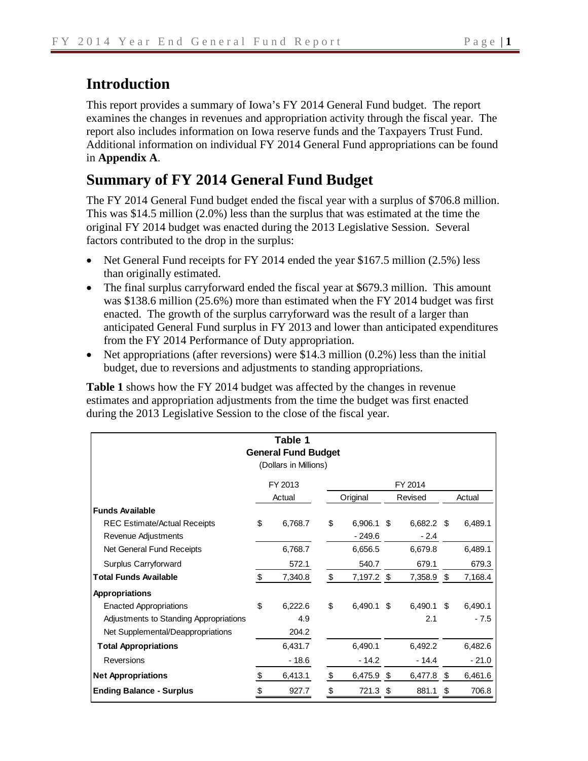## Introduction

This report provides a summary of Iowa's FY 2014 General Fund budget. The report examines the changes in revenues and appropriation activity through the fiscal year. The report also includes information on Iowa reserve funds and the Taxpayers Trust Fund. Additional information on individual FY 2014 General Fund appropriations can be found in **Appendix A**.

## Summary of FY 2014 General Fund Budget

The FY 2014 General Fund budget ended the fiscal year with a surplus of $706.8 million. This was $14.5 million (2.0%) less than the surplus that was estimated at the time the original FY 2014 budget was enacted during the 2013 Legislative Session. Several factors contributed to the drop in the surplus:

- Net General Fund receipts for FY 2014 ended the year $167.5 million (2.5%) less than originally estimated.
- The final surplus carryforward ended the fiscal year at $679.3 million. This amount was $138.6 million (25.6%) more than estimated when the FY 2014 budget was first enacted. The growth of the surplus carryforward was the result of a larger than anticipated General Fund surplus in FY 2013 and lower than anticipated expenditures from the FY 2014 Performance of Duty appropriation.
- Net appropriations (after reversions) were $14.3 million (0.2%) less than the initial budget, due to reversions and adjustments to standing appropriations.

**Table 1** shows how the FY 2014 budget was affected by the changes in revenue estimates and appropriation adjustments from the time the budget was first enacted during the 2013 Legislative Session to the close of the fiscal year.

**Table 1**
**General Fund Budget**
(Dollars in Millions)

| | FY 2013 | FY 2014 | | |
|---|---|---|---|---|
| | Actual | Original | Revised | Actual |
| **Funds Available** | | | | |
| REC Estimate/Actual Receipts | $ 6,768.7 | $ 6,906.1 | $ 6,682.2 | $ 6,489.1 |
| Revenue Adjustments | | - 249.6 | - 2.4 | |
| Net General Fund Receipts | 6,768.7 | 6,656.5 | 6,679.8 | 6,489.1 |
| Surplus Carryforward | 572.1 | 540.7 | 679.1 | 679.3 |
| **Total Funds Available** | $ 7,340.8 | $ 7,197.2 | $ 7,358.9 | $ 7,168.4 |
| **Appropriations** | | | | |
| Enacted Appropriations | $ 6,222.6 | $ 6,490.1 | $ 6,490.1 | $ 6,490.1 |
| Adjustments to Standing Appropriations | 4.9 | | 2.1 | - 7.5 |
| Net Supplemental/Deappropriations | 204.2 | | | |
| **Total Appropriations** | 6,431.7 | 6,490.1 | 6,492.2 | 6,482.6 |
| Reversions | - 18.6 | - 14.2 | - 14.4 | - 21.0 |
| **Net Appropriations** | $ 6,413.1 | $ 6,475.9 | $ 6,477.8 | $ 6,461.6 |
| **Ending Balance - Surplus** | $ 927.7 | $ 721.3 | $ 881.1 | $ 706.8 |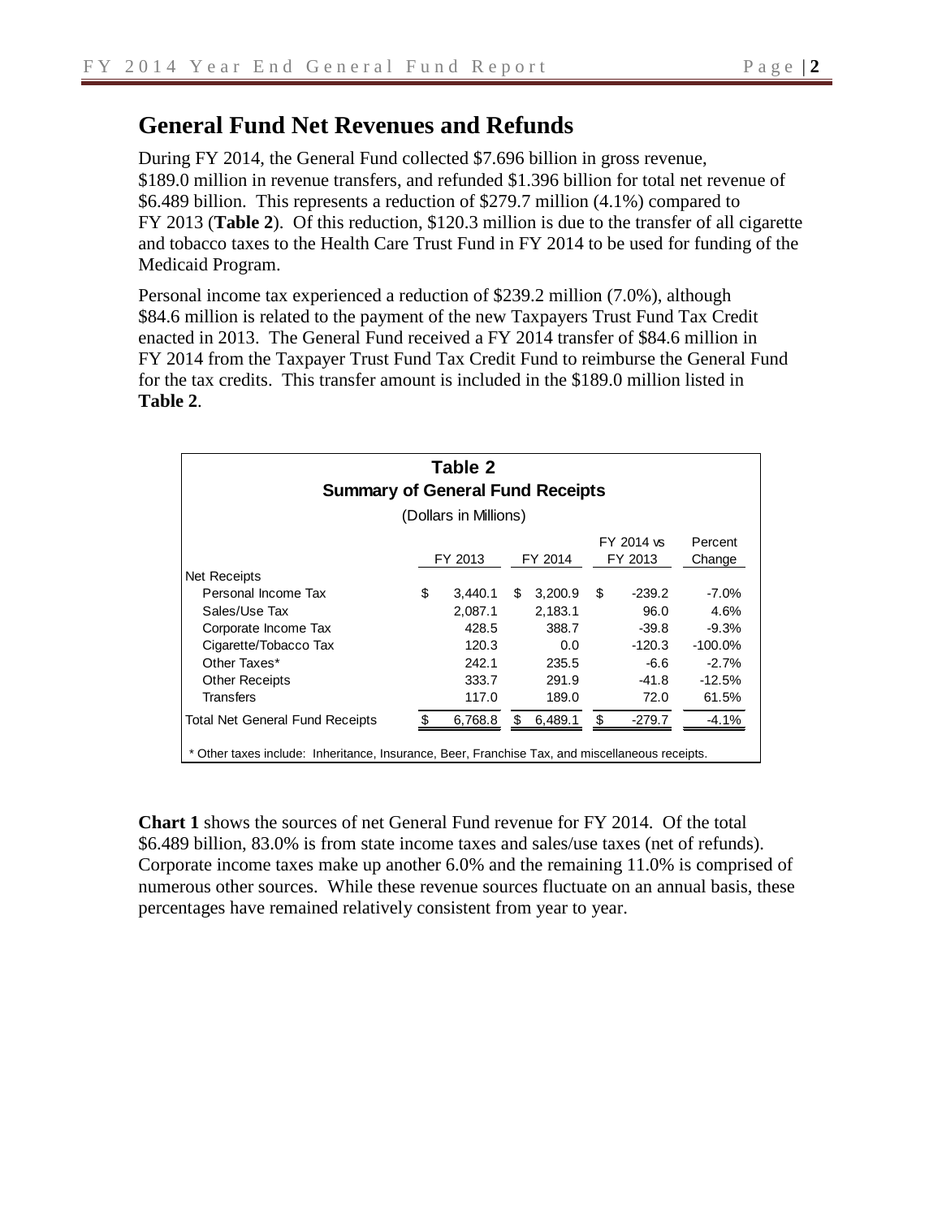## General Fund Net Revenues and Refunds

During FY 2014, the General Fund collected $7.696 billion in gross revenue, $189.0 million in revenue transfers, and refunded $1.396 billion for total net revenue of $6.489 billion. This represents a reduction of $279.7 million (4.1%) compared to FY 2013 (**Table 2**). Of this reduction, $120.3 million is due to the transfer of all cigarette and tobacco taxes to the Health Care Trust Fund in FY 2014 to be used for funding of the Medicaid Program.

Personal income tax experienced a reduction of $239.2 million (7.0%), although $84.6 million is related to the payment of the new Taxpayers Trust Fund Tax Credit enacted in 2013. The General Fund received a FY 2014 transfer of $84.6 million in FY 2014 from the Taxpayer Trust Fund Tax Credit Fund to reimburse the General Fund for the tax credits. This transfer amount is included in the $189.0 million listed in **Table 2**.

**Table 2**
**Summary of General Fund Receipts**
(Dollars in Millions)

| | FY 2013 | FY 2014 | FY 2014 vs FY 2013 | Percent Change |
|---|---|---|---|---|
| Net Receipts | | | | |
| Personal Income Tax | $ 3,440.1 | $ 3,200.9 | $ -239.2 | -7.0% |
| Sales/Use Tax | 2,087.1 | 2,183.1 | 96.0 | 4.6% |
| Corporate Income Tax | 428.5 | 388.7 | -39.8 | -9.3% |
| Cigarette/Tobacco Tax | 120.3 | 0.0 | -120.3 | -100.0% |
| Other Taxes* | 242.1 | 235.5 | -6.6 | -2.7% |
| Other Receipts | 333.7 | 291.9 | -41.8 | -12.5% |
| Transfers | 117.0 | 189.0 | 72.0 | 61.5% |
| Total Net General Fund Receipts | $ 6,768.8 | $ 6,489.1 | $ -279.7 | -4.1% |

\* Other taxes include: Inheritance, Insurance, Beer, Franchise Tax, and miscellaneous receipts.

**Chart 1** shows the sources of net General Fund revenue for FY 2014. Of the total $6.489 billion, 83.0% is from state income taxes and sales/use taxes (net of refunds). Corporate income taxes make up another 6.0% and the remaining 11.0% is comprised of numerous other sources. While these revenue sources fluctuate on an annual basis, these percentages have remained relatively consistent from year to year.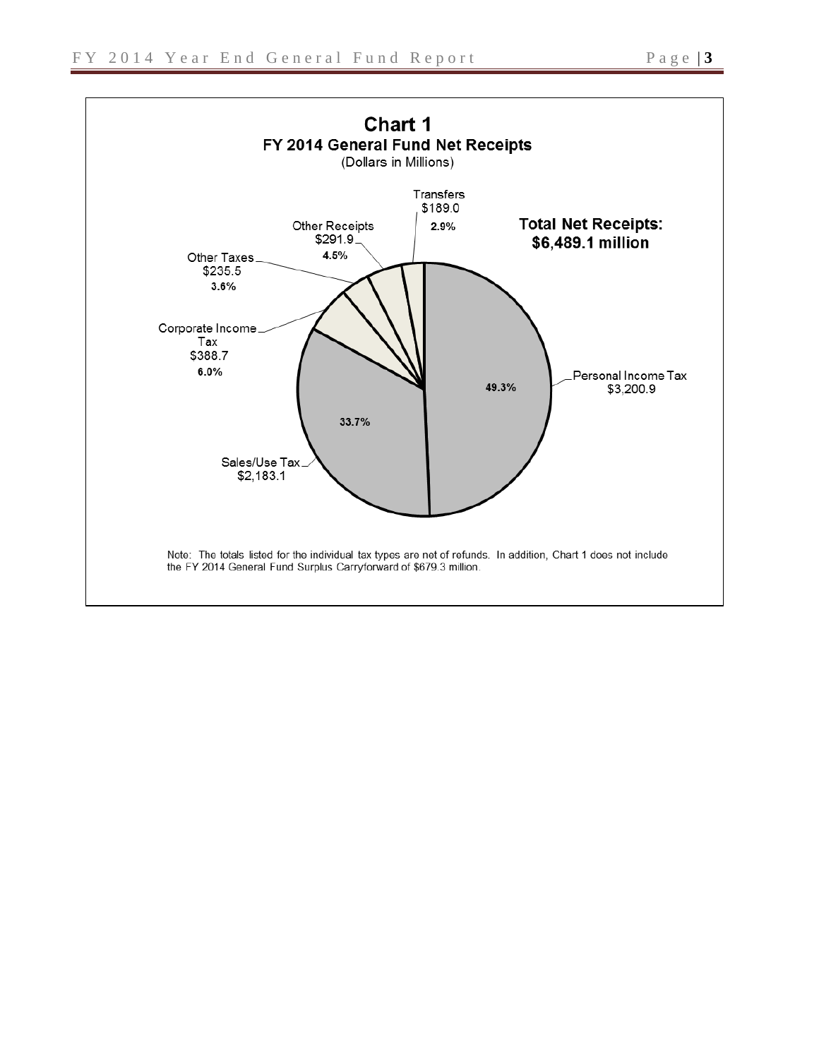**Chart 1**
**FY 2014 General Fund Net Receipts**
(Dollars in Millions)

**Total Net Receipts: $6,489.1 million**

| Category | Amount | Percent |
| --- | --- | --- |
| Personal Income Tax | $3,200.9 | 49.3% |
| Sales/Use Tax | $2,183.1 | 33.7% |
| Corporate Income Tax | $388.7 | 6.0% |
| Other Taxes | $235.5 | 3.6% |
| Other Receipts | $291.9 | 4.5% |
| Transfers | $189.0 | 2.9% |

Note: The totals listed for the individual tax types are net of refunds. In addition, Chart 1 does not include the FY 2014 General Fund Surplus Carryforward of $679.3 million.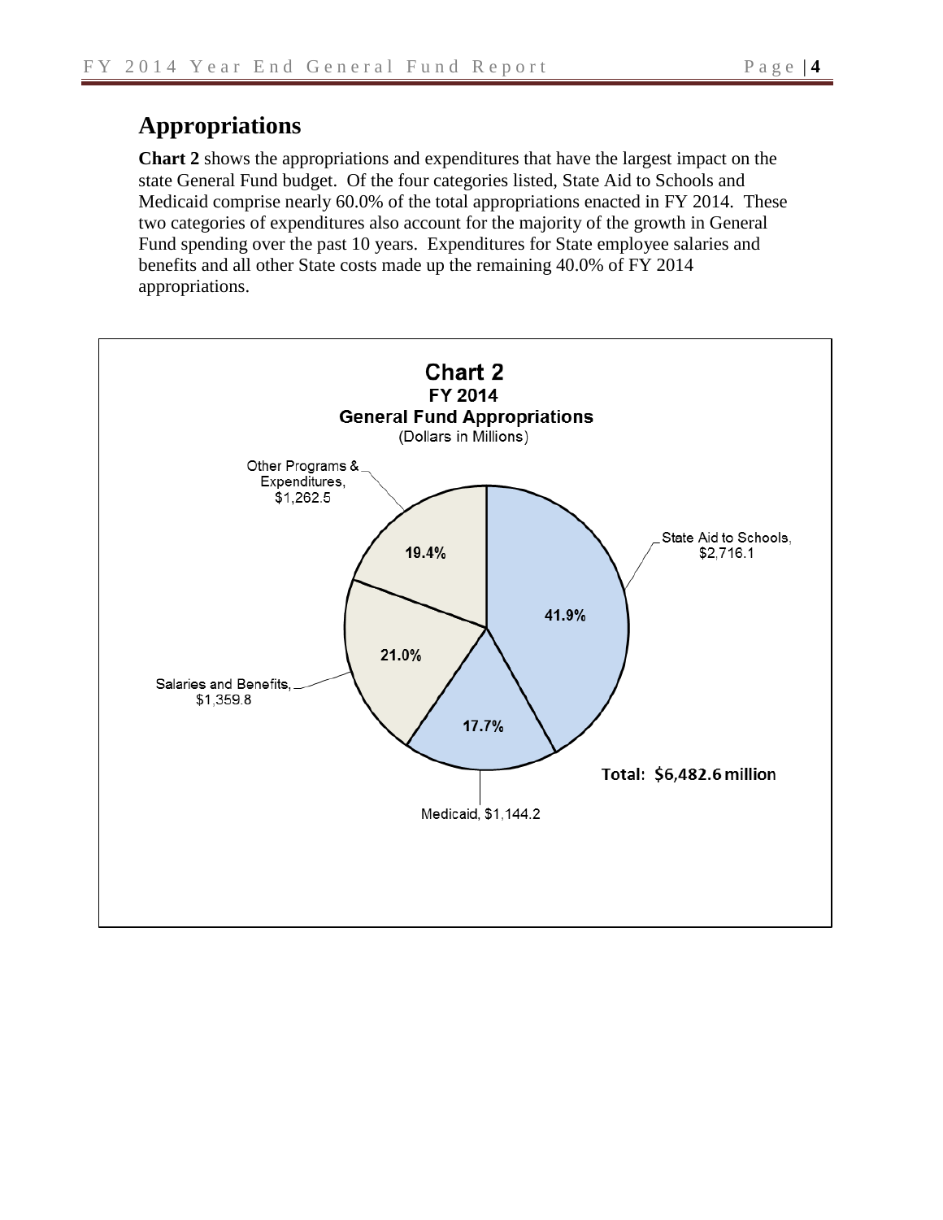## Appropriations

**Chart 2** shows the appropriations and expenditures that have the largest impact on the state General Fund budget. Of the four categories listed, State Aid to Schools and Medicaid comprise nearly 60.0% of the total appropriations enacted in FY 2014. These two categories of expenditures also account for the majority of the growth in General Fund spending over the past 10 years. Expenditures for State employee salaries and benefits and all other State costs made up the remaining 40.0% of FY 2014 appropriations.

**Chart 2**
**FY 2014**
**General Fund Appropriations**
(Dollars in Millions)

| Category | Amount | Percent |
|---|---|---|
| State Aid to Schools | $2,716.1 | 41.9% |
| Medicaid | $1,144.2 | 17.7% |
| Salaries and Benefits | $1,359.8 | 21.0% |
| Other Programs & Expenditures | $1,262.5 | 19.4% |

**Total: $6,482.6 million**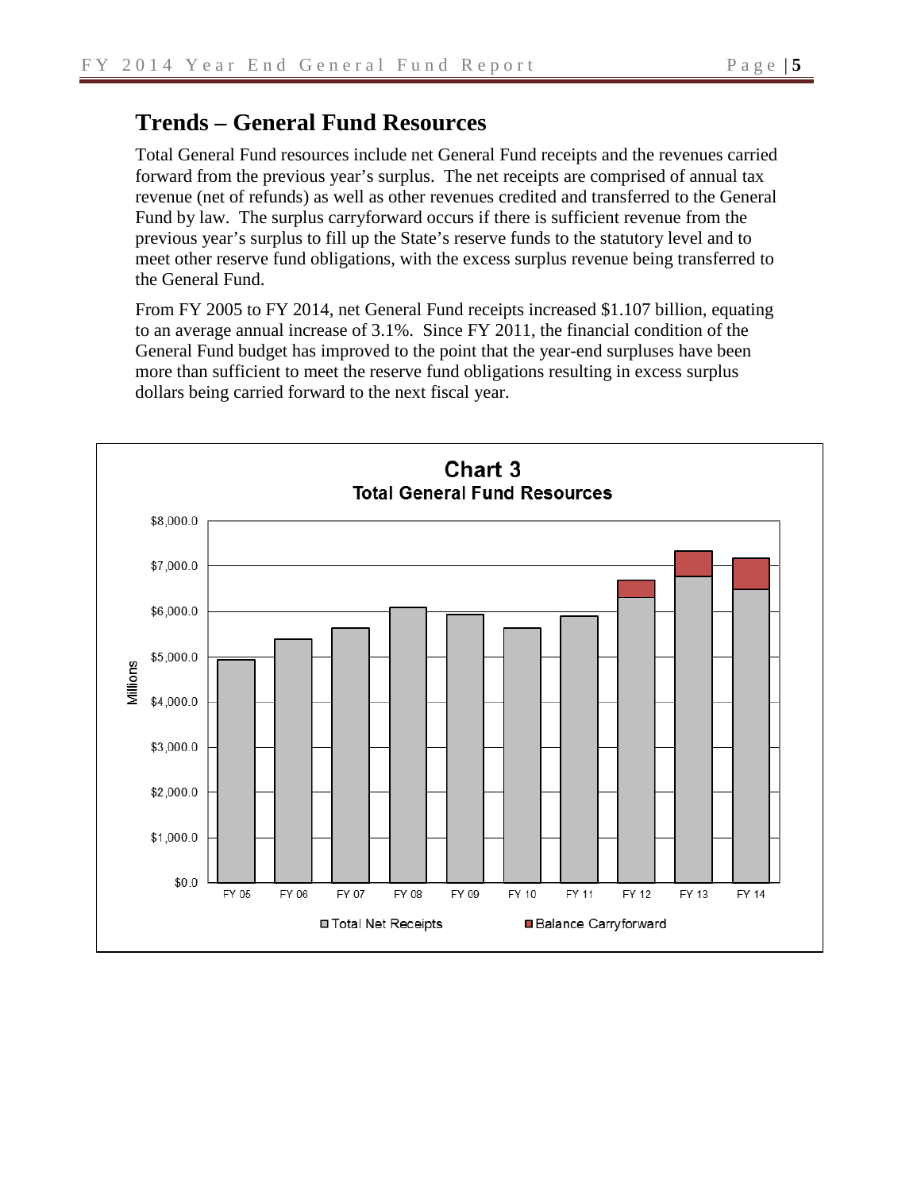## Trends – General Fund Resources

Total General Fund resources include net General Fund receipts and the revenues carried forward from the previous year's surplus. The net receipts are comprised of annual tax revenue (net of refunds) as well as other revenues credited and transferred to the General Fund by law. The surplus carryforward occurs if there is sufficient revenue from the previous year's surplus to fill up the State's reserve funds to the statutory level and to meet other reserve fund obligations, with the excess surplus revenue being transferred to the General Fund.

From FY 2005 to FY 2014, net General Fund receipts increased $1.107 billion, equating to an average annual increase of 3.1%. Since FY 2011, the financial condition of the General Fund budget has improved to the point that the year-end surpluses have been more than sufficient to meet the reserve fund obligations resulting in excess surplus dollars being carried forward to the next fiscal year.

**Chart 3**
**Total General Fund Resources**

Millions

$8,000.0 · $7,000.0 · $6,000.0 · $5,000.0 · $4,000.0 · $3,000.0 · $2,000.0 · $1,000.0 · $0.0

FY 05 · FY 06 · FY 07 · FY 08 · FY 09 · FY 10 · FY 11 · FY 12 · FY 13 · FY 14

Total Net Receipts · Balance Carryforward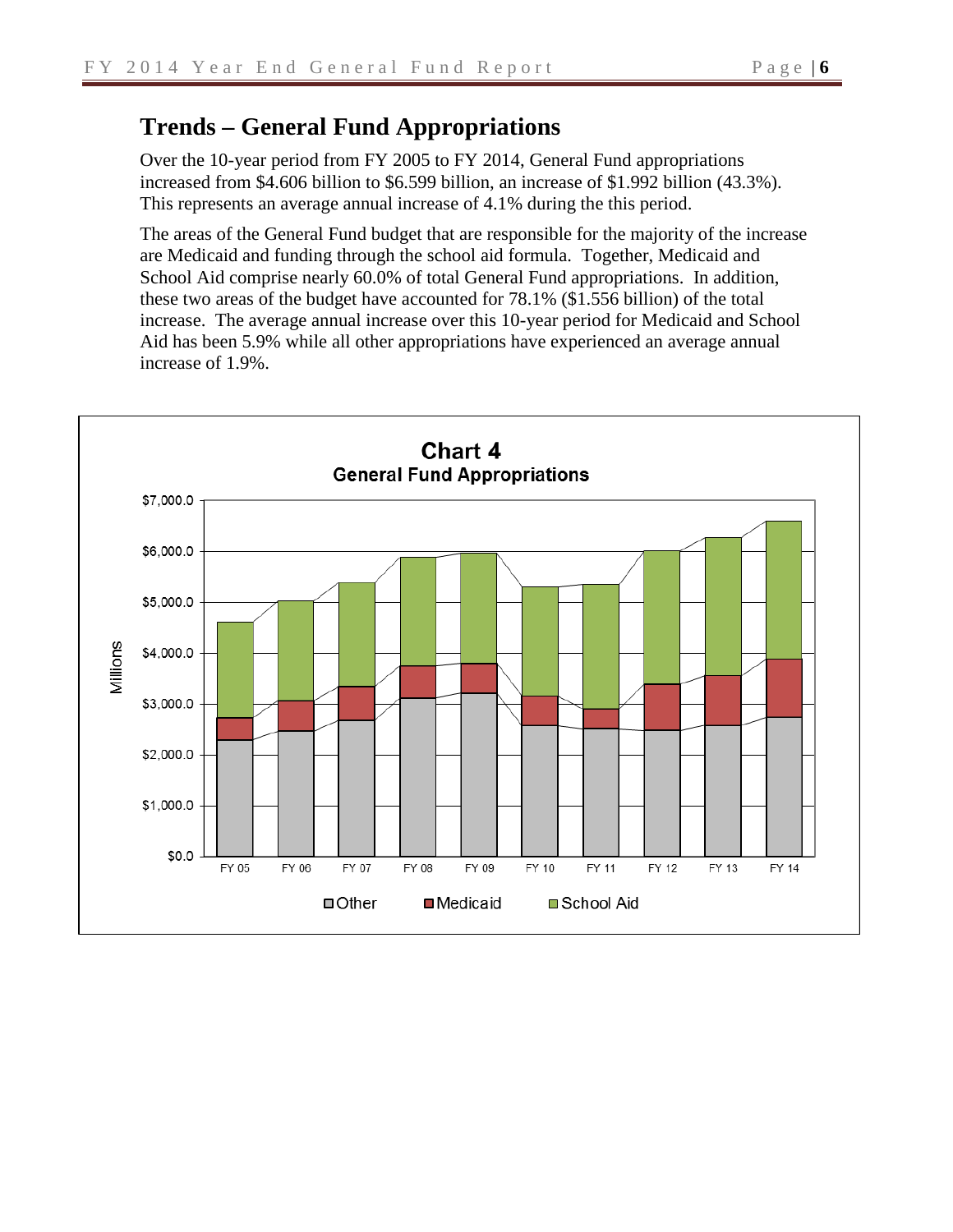## Trends – General Fund Appropriations

Over the 10-year period from FY 2005 to FY 2014, General Fund appropriations increased from \$4.606 billion to \$6.599 billion, an increase of \$1.992 billion (43.3%). This represents an average annual increase of 4.1% during the this period.

The areas of the General Fund budget that are responsible for the majority of the increase are Medicaid and funding through the school aid formula. Together, Medicaid and School Aid comprise nearly 60.0% of total General Fund appropriations. In addition, these two areas of the budget have accounted for 78.1% (\$1.556 billion) of the total increase. The average annual increase over this 10-year period for Medicaid and School Aid has been 5.9% while all other appropriations have experienced an average annual increase of 1.9%.

**Chart 4**
**General Fund Appropriations**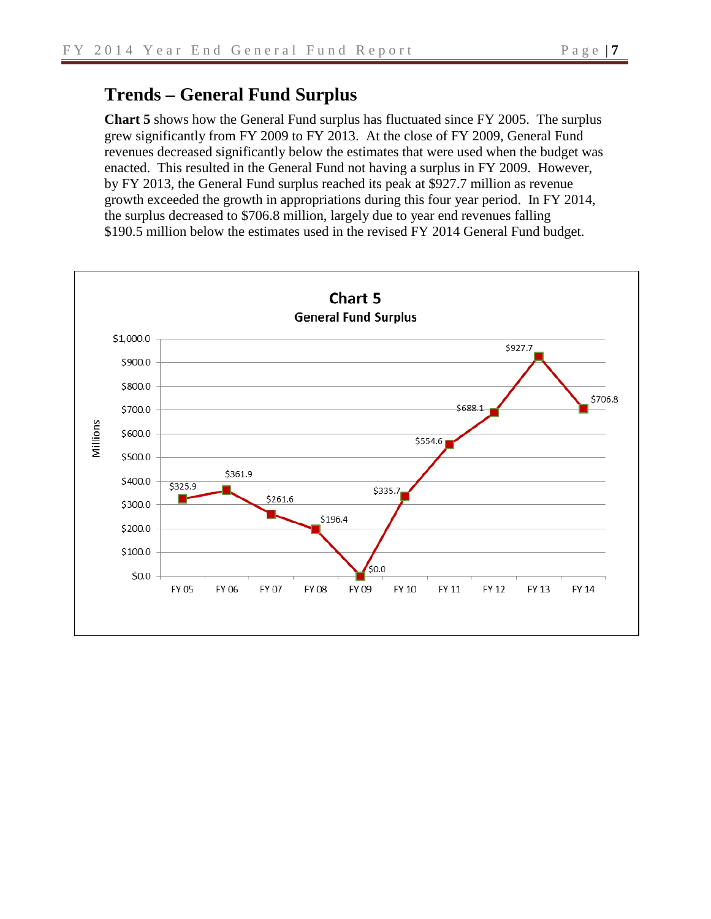## Trends – General Fund Surplus

**Chart 5** shows how the General Fund surplus has fluctuated since FY 2005. The surplus grew significantly from FY 2009 to FY 2013. At the close of FY 2009, General Fund revenues decreased significantly below the estimates that were used when the budget was enacted. This resulted in the General Fund not having a surplus in FY 2009. However, by FY 2013, the General Fund surplus reached its peak at $927.7 million as revenue growth exceeded the growth in appropriations during this four year period. In FY 2014, the surplus decreased to $706.8 million, largely due to year end revenues falling $190.5 million below the estimates used in the revised FY 2014 General Fund budget.

**Chart 5**
**General Fund Surplus**

| Fiscal Year | Surplus (Millions) |
|---|---|
| FY 05 | $325.9 |
| FY 06 | $361.9 |
| FY 07 | $261.6 |
| FY 08 | $196.4 |
| FY 09 | $0.0 |
| FY 10 | $335.7 |
| FY 11 | $554.6 |
| FY 12 | $688.1 |
| FY 13 | $927.7 |
| FY 14 | $706.8 |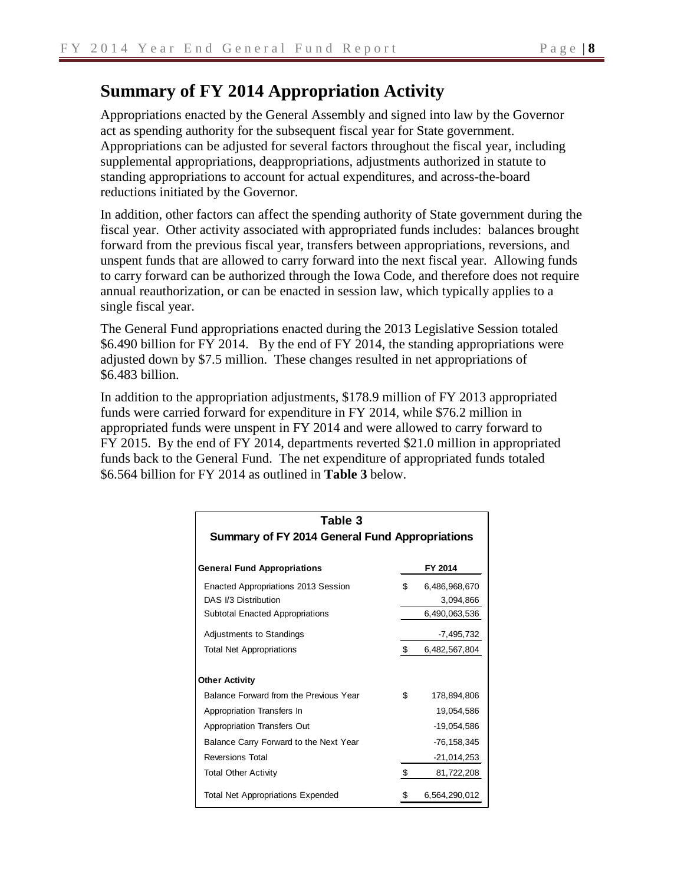# Summary of FY 2014 Appropriation Activity

Appropriations enacted by the General Assembly and signed into law by the Governor act as spending authority for the subsequent fiscal year for State government. Appropriations can be adjusted for several factors throughout the fiscal year, including supplemental appropriations, deappropriations, adjustments authorized in statute to standing appropriations to account for actual expenditures, and across-the-board reductions initiated by the Governor.

In addition, other factors can affect the spending authority of State government during the fiscal year. Other activity associated with appropriated funds includes: balances brought forward from the previous fiscal year, transfers between appropriations, reversions, and unspent funds that are allowed to carry forward into the next fiscal year. Allowing funds to carry forward can be authorized through the Iowa Code, and therefore does not require annual reauthorization, or can be enacted in session law, which typically applies to a single fiscal year.

The General Fund appropriations enacted during the 2013 Legislative Session totaled \$6.490 billion for FY 2014. By the end of FY 2014, the standing appropriations were adjusted down by \$7.5 million. These changes resulted in net appropriations of \$6.483 billion.

In addition to the appropriation adjustments, \$178.9 million of FY 2013 appropriated funds were carried forward for expenditure in FY 2014, while \$76.2 million in appropriated funds were unspent in FY 2014 and were allowed to carry forward to FY 2015. By the end of FY 2014, departments reverted \$21.0 million in appropriated funds back to the General Fund. The net expenditure of appropriated funds totaled \$6.564 billion for FY 2014 as outlined in **Table 3** below.

**Table 3**
**Summary of FY 2014 General Fund Appropriations**

| General Fund Appropriations | FY 2014 |
|---|---|
| Enacted Appropriations 2013 Session | $ 6,486,968,670 |
| DAS I/3 Distribution | 3,094,866 |
| Subtotal Enacted Appropriations | 6,490,063,536 |
| Adjustments to Standings | -7,495,732 |
| Total Net Appropriations | $ 6,482,567,804 |
| **Other Activity** | |
| Balance Forward from the Previous Year | $ 178,894,806 |
| Appropriation Transfers In | 19,054,586 |
| Appropriation Transfers Out | -19,054,586 |
| Balance Carry Forward to the Next Year | -76,158,345 |
| Reversions Total | -21,014,253 |
| Total Other Activity | $ 81,722,208 |
| Total Net Appropriations Expended | $ 6,564,290,012 |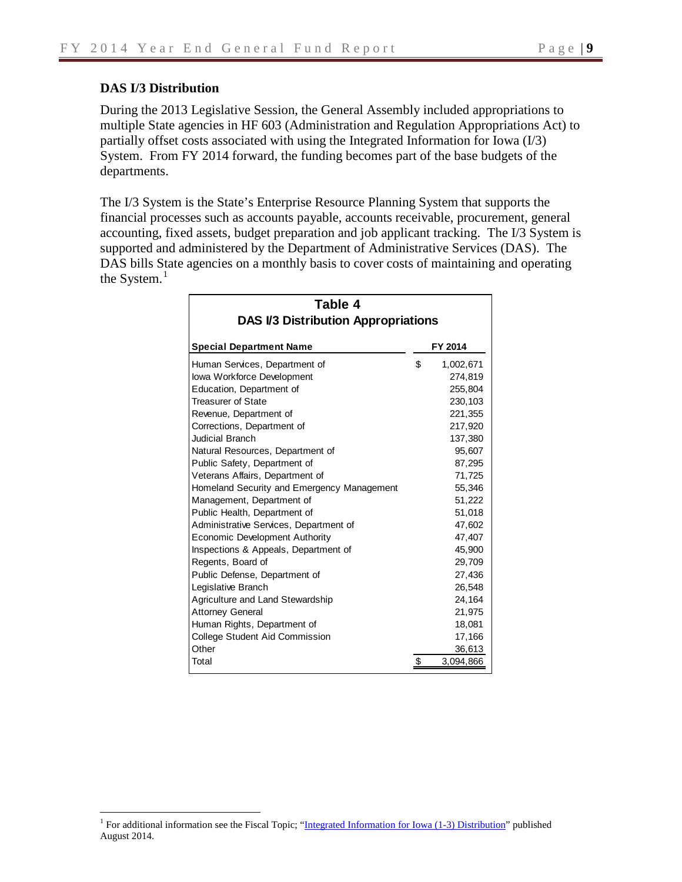### DAS I/3 Distribution

During the 2013 Legislative Session, the General Assembly included appropriations to multiple State agencies in HF 603 (Administration and Regulation Appropriations Act) to partially offset costs associated with using the Integrated Information for Iowa (I/3) System. From FY 2014 forward, the funding becomes part of the base budgets of the departments.

The I/3 System is the State's Enterprise Resource Planning System that supports the financial processes such as accounts payable, accounts receivable, procurement, general accounting, fixed assets, budget preparation and job applicant tracking. The I/3 System is supported and administered by the Department of Administrative Services (DAS). The DAS bills State agencies on a monthly basis to cover costs of maintaining and operating the System.[1]

**Table 4**
**DAS I/3 Distribution Appropriations**

| Special Department Name | FY 2014 |
|---|---|
| Human Services, Department of | $ 1,002,671 |
| Iowa Workforce Development | 274,819 |
| Education, Department of | 255,804 |
| Treasurer of State | 230,103 |
| Revenue, Department of | 221,355 |
| Corrections, Department of | 217,920 |
| Judicial Branch | 137,380 |
| Natural Resources, Department of | 95,607 |
| Public Safety, Department of | 87,295 |
| Veterans Affairs, Department of | 71,725 |
| Homeland Security and Emergency Management | 55,346 |
| Management, Department of | 51,222 |
| Public Health, Department of | 51,018 |
| Administrative Services, Department of | 47,602 |
| Economic Development Authority | 47,407 |
| Inspections & Appeals, Department of | 45,900 |
| Regents, Board of | 29,709 |
| Public Defense, Department of | 27,436 |
| Legislative Branch | 26,548 |
| Agriculture and Land Stewardship | 24,164 |
| Attorney General | 21,975 |
| Human Rights, Department of | 18,081 |
| College Student Aid Commission | 17,166 |
| Other | 36,613 |
| Total | $ 3,094,866 |

[1] For additional information see the Fiscal Topic; "Integrated Information for Iowa (1-3) Distribution" published August 2014.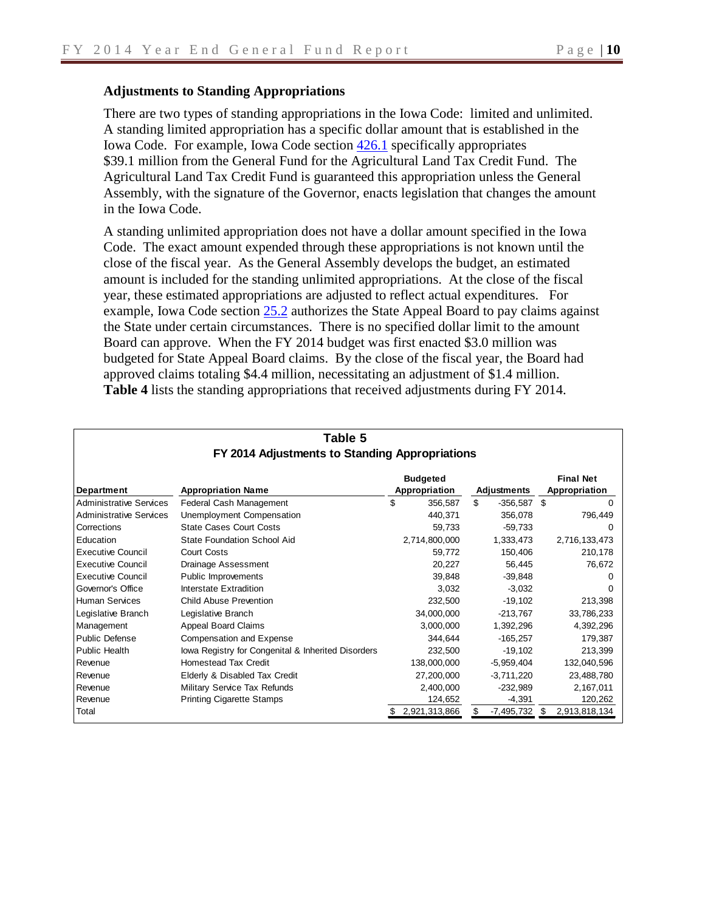## Adjustments to Standing Appropriations

There are two types of standing appropriations in the Iowa Code: limited and unlimited. A standing limited appropriation has a specific dollar amount that is established in the Iowa Code. For example, Iowa Code section 426.1 specifically appropriates $39.1 million from the General Fund for the Agricultural Land Tax Credit Fund. The Agricultural Land Tax Credit Fund is guaranteed this appropriation unless the General Assembly, with the signature of the Governor, enacts legislation that changes the amount in the Iowa Code.

A standing unlimited appropriation does not have a dollar amount specified in the Iowa Code. The exact amount expended through these appropriations is not known until the close of the fiscal year. As the General Assembly develops the budget, an estimated amount is included for the standing unlimited appropriations. At the close of the fiscal year, these estimated appropriations are adjusted to reflect actual expenditures. For example, Iowa Code section 25.2 authorizes the State Appeal Board to pay claims against the State under certain circumstances. There is no specified dollar limit to the amount Board can approve. When the FY 2014 budget was first enacted $3.0 million was budgeted for State Appeal Board claims. By the close of the fiscal year, the Board had approved claims totaling $4.4 million, necessitating an adjustment of $1.4 million. **Table 4** lists the standing appropriations that received adjustments during FY 2014.

**Table 5**
**FY 2014 Adjustments to Standing Appropriations**

| Department | Appropriation Name | Budgeted Appropriation | Adjustments | Final Net Appropriation |
|---|---|---|---|---|
| Administrative Services | Federal Cash Management | $ 356,587 | $ -356,587 | $ 0 |
| Administrative Services | Unemployment Compensation | 440,371 | 356,078 | 796,449 |
| Corrections | State Cases Court Costs | 59,733 | -59,733 | 0 |
| Education | State Foundation School Aid | 2,714,800,000 | 1,333,473 | 2,716,133,473 |
| Executive Council | Court Costs | 59,772 | 150,406 | 210,178 |
| Executive Council | Drainage Assessment | 20,227 | 56,445 | 76,672 |
| Executive Council | Public Improvements | 39,848 | -39,848 | 0 |
| Governor's Office | Interstate Extradition | 3,032 | -3,032 | 0 |
| Human Services | Child Abuse Prevention | 232,500 | -19,102 | 213,398 |
| Legislative Branch | Legislative Branch | 34,000,000 | -213,767 | 33,786,233 |
| Management | Appeal Board Claims | 3,000,000 | 1,392,296 | 4,392,296 |
| Public Defense | Compensation and Expense | 344,644 | -165,257 | 179,387 |
| Public Health | Iowa Registry for Congenital & Inherited Disorders | 232,500 | -19,102 | 213,399 |
| Revenue | Homestead Tax Credit | 138,000,000 | -5,959,404 | 132,040,596 |
| Revenue | Elderly & Disabled Tax Credit | 27,200,000 | -3,711,220 | 23,488,780 |
| Revenue | Military Service Tax Refunds | 2,400,000 | -232,989 | 2,167,011 |
| Revenue | Printing Cigarette Stamps | 124,652 | -4,391 | 120,262 |
| Total | | $ 2,921,313,866 | $ -7,495,732 | $ 2,913,818,134 |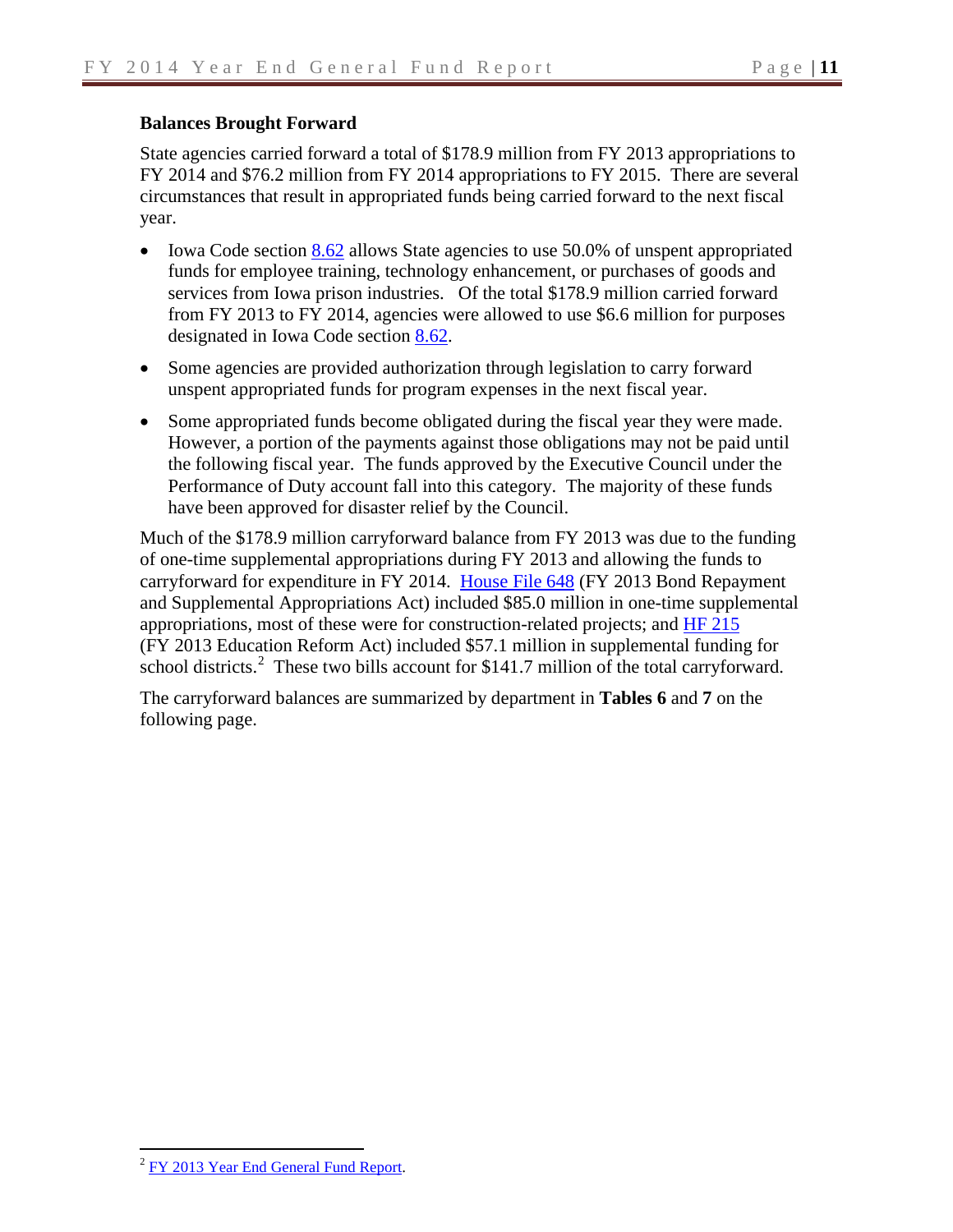**Balances Brought Forward**

State agencies carried forward a total of $178.9 million from FY 2013 appropriations to FY 2014 and $76.2 million from FY 2014 appropriations to FY 2015. There are several circumstances that result in appropriated funds being carried forward to the next fiscal year.

- Iowa Code section 8.62 allows State agencies to use 50.0% of unspent appropriated funds for employee training, technology enhancement, or purchases of goods and services from Iowa prison industries. Of the total $178.9 million carried forward from FY 2013 to FY 2014, agencies were allowed to use $6.6 million for purposes designated in Iowa Code section 8.62.
- Some agencies are provided authorization through legislation to carry forward unspent appropriated funds for program expenses in the next fiscal year.
- Some appropriated funds become obligated during the fiscal year they were made. However, a portion of the payments against those obligations may not be paid until the following fiscal year. The funds approved by the Executive Council under the Performance of Duty account fall into this category. The majority of these funds have been approved for disaster relief by the Council.

Much of the $178.9 million carryforward balance from FY 2013 was due to the funding of one-time supplemental appropriations during FY 2013 and allowing the funds to carryforward for expenditure in FY 2014. House File 648 (FY 2013 Bond Repayment and Supplemental Appropriations Act) included $85.0 million in one-time supplemental appropriations, most of these were for construction-related projects; and HF 215 (FY 2013 Education Reform Act) included $57.1 million in supplemental funding for school districts.[2] These two bills account for $141.7 million of the total carryforward.

The carryforward balances are summarized by department in **Tables 6** and **7** on the following page.

---

[2] FY 2013 Year End General Fund Report.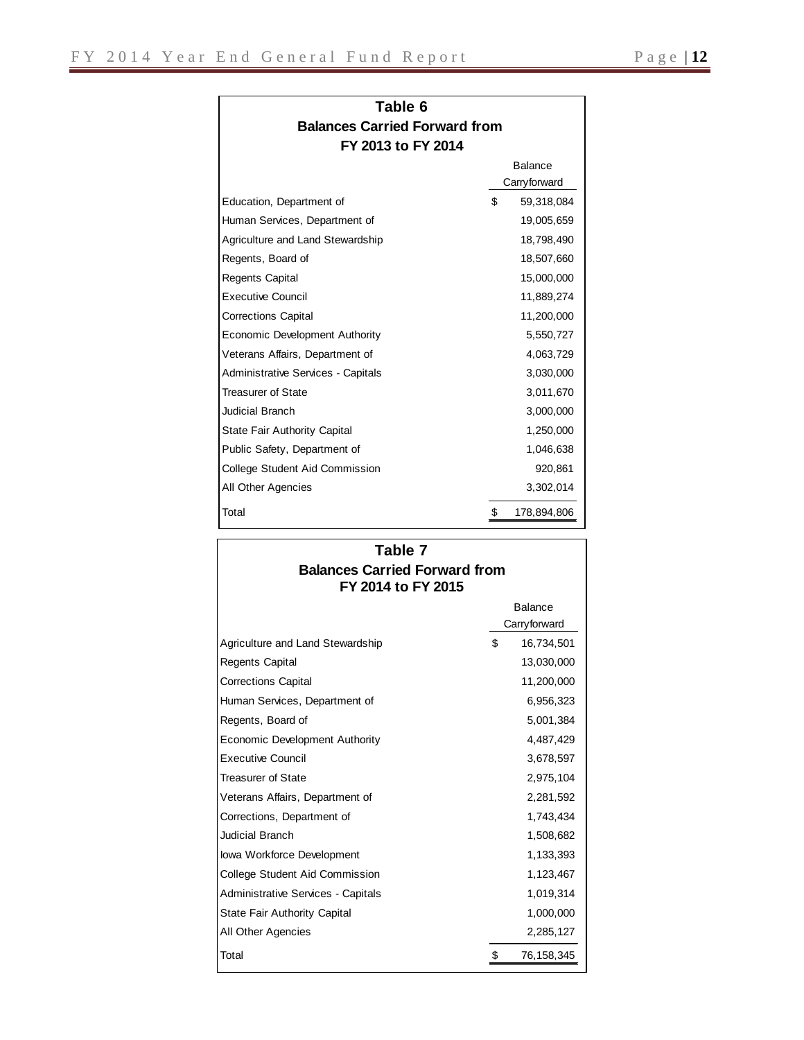## Table 6
### Balances Carried Forward from FY 2013 to FY 2014

| | Balance Carryforward |
|---|---|
| Education, Department of | $ 59,318,084 |
| Human Services, Department of | 19,005,659 |
| Agriculture and Land Stewardship | 18,798,490 |
| Regents, Board of | 18,507,660 |
| Regents Capital | 15,000,000 |
| Executive Council | 11,889,274 |
| Corrections Capital | 11,200,000 |
| Economic Development Authority | 5,550,727 |
| Veterans Affairs, Department of | 4,063,729 |
| Administrative Services - Capitals | 3,030,000 |
| Treasurer of State | 3,011,670 |
| Judicial Branch | 3,000,000 |
| State Fair Authority Capital | 1,250,000 |
| Public Safety, Department of | 1,046,638 |
| College Student Aid Commission | 920,861 |
| All Other Agencies | 3,302,014 |
| Total | $ 178,894,806 |

## Table 7
### Balances Carried Forward from FY 2014 to FY 2015

| | Balance Carryforward |
|---|---|
| Agriculture and Land Stewardship | $ 16,734,501 |
| Regents Capital | 13,030,000 |
| Corrections Capital | 11,200,000 |
| Human Services, Department of | 6,956,323 |
| Regents, Board of | 5,001,384 |
| Economic Development Authority | 4,487,429 |
| Executive Council | 3,678,597 |
| Treasurer of State | 2,975,104 |
| Veterans Affairs, Department of | 2,281,592 |
| Corrections, Department of | 1,743,434 |
| Judicial Branch | 1,508,682 |
| Iowa Workforce Development | 1,133,393 |
| College Student Aid Commission | 1,123,467 |
| Administrative Services - Capitals | 1,019,314 |
| State Fair Authority Capital | 1,000,000 |
| All Other Agencies | 2,285,127 |
| Total | $ 76,158,345 |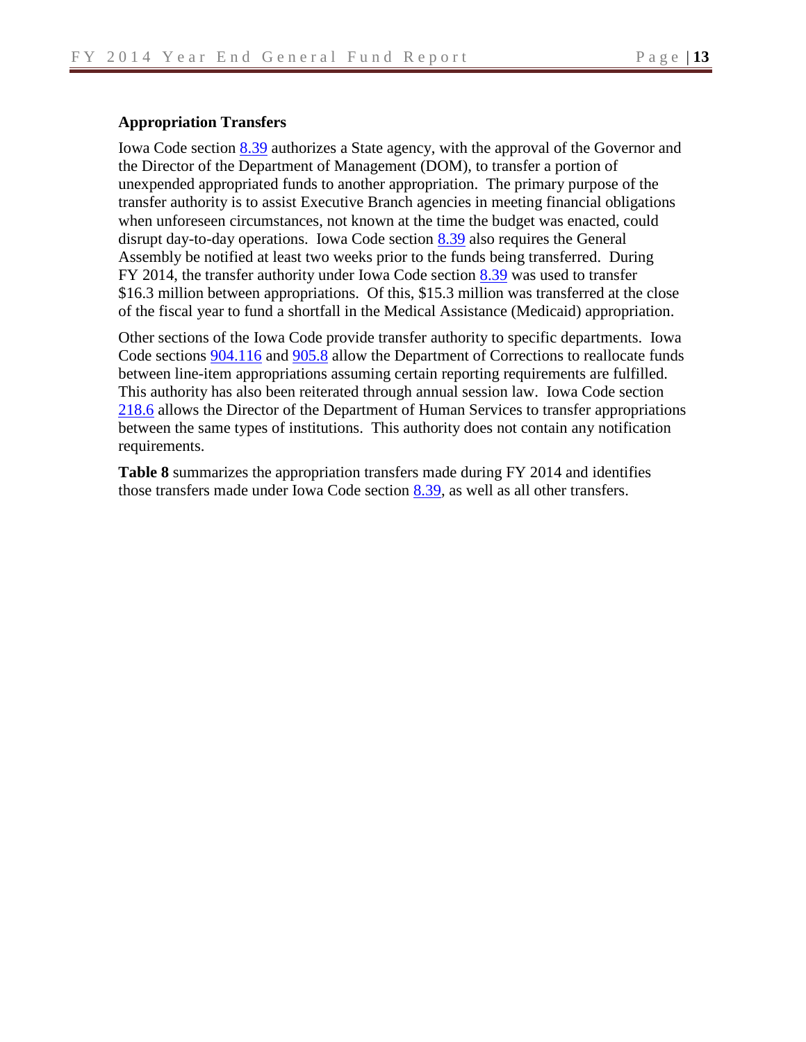### Appropriation Transfers

Iowa Code section 8.39 authorizes a State agency, with the approval of the Governor and the Director of the Department of Management (DOM), to transfer a portion of unexpended appropriated funds to another appropriation. The primary purpose of the transfer authority is to assist Executive Branch agencies in meeting financial obligations when unforeseen circumstances, not known at the time the budget was enacted, could disrupt day-to-day operations. Iowa Code section 8.39 also requires the General Assembly be notified at least two weeks prior to the funds being transferred. During FY 2014, the transfer authority under Iowa Code section 8.39 was used to transfer $16.3 million between appropriations. Of this, $15.3 million was transferred at the close of the fiscal year to fund a shortfall in the Medical Assistance (Medicaid) appropriation.

Other sections of the Iowa Code provide transfer authority to specific departments. Iowa Code sections 904.116 and 905.8 allow the Department of Corrections to reallocate funds between line-item appropriations assuming certain reporting requirements are fulfilled. This authority has also been reiterated through annual session law. Iowa Code section 218.6 allows the Director of the Department of Human Services to transfer appropriations between the same types of institutions. This authority does not contain any notification requirements.

**Table 8** summarizes the appropriation transfers made during FY 2014 and identifies those transfers made under Iowa Code section 8.39, as well as all other transfers.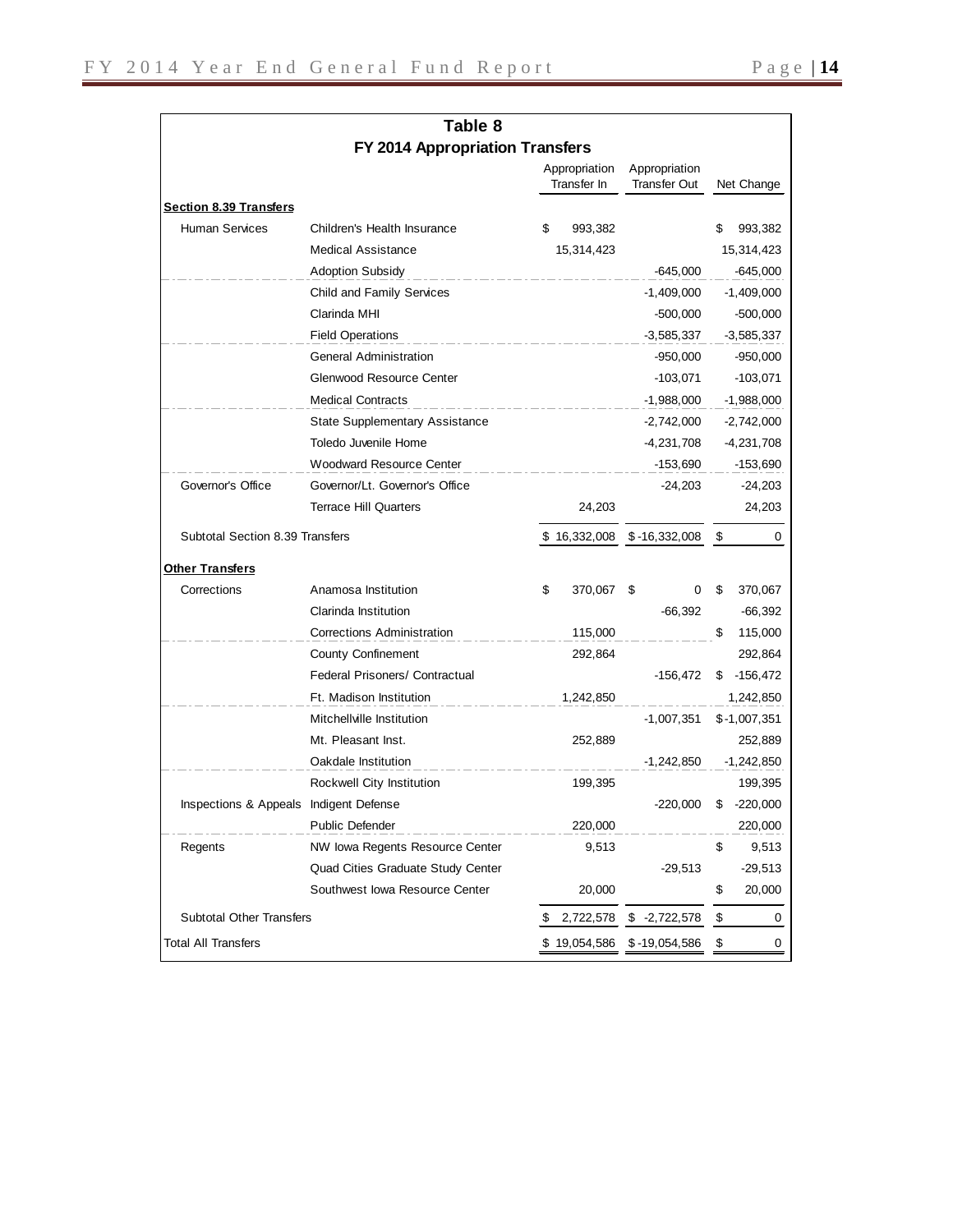**Table 8**

**FY 2014 Appropriation Transfers**

| | | Appropriation Transfer In | Appropriation Transfer Out | Net Change |
|---|---|---|---|---|
| **Section 8.39 Transfers** | | | | |
| Human Services | Children's Health Insurance | $ 993,382 | | $ 993,382 |
| | Medical Assistance | 15,314,423 | | 15,314,423 |
| | Adoption Subsidy | | -645,000 | -645,000 |
| | Child and Family Services | | -1,409,000 | -1,409,000 |
| | Clarinda MHI | | -500,000 | -500,000 |
| | Field Operations | | -3,585,337 | -3,585,337 |
| | General Administration | | -950,000 | -950,000 |
| | Glenwood Resource Center | | -103,071 | -103,071 |
| | Medical Contracts | | -1,988,000 | -1,988,000 |
| | State Supplementary Assistance | | -2,742,000 | -2,742,000 |
| | Toledo Juvenile Home | | -4,231,708 | -4,231,708 |
| | Woodward Resource Center | | -153,690 | -153,690 |
| Governor's Office | Governor/Lt. Governor's Office | | -24,203 | -24,203 |
| | Terrace Hill Quarters | 24,203 | | 24,203 |
| Subtotal Section 8.39 Transfers | | $ 16,332,008 | $ -16,332,008 | $ 0 |
| **Other Transfers** | | | | |
| Corrections | Anamosa Institution | $ 370,067 | $ 0 | $ 370,067 |
| | Clarinda Institution | | -66,392 | -66,392 |
| | Corrections Administration | 115,000 | | $ 115,000 |
| | County Confinement | 292,864 | | 292,864 |
| | Federal Prisoners/ Contractual | | -156,472 | $ -156,472 |
| | Ft. Madison Institution | 1,242,850 | | 1,242,850 |
| | Mitchellville Institution | | -1,007,351 | $ -1,007,351 |
| | Mt. Pleasant Inst. | 252,889 | | 252,889 |
| | Oakdale Institution | | -1,242,850 | -1,242,850 |
| | Rockwell City Institution | 199,395 | | 199,395 |
| Inspections & Appeals | Indigent Defense | | -220,000 | $ -220,000 |
| | Public Defender | 220,000 | | 220,000 |
| Regents | NW Iowa Regents Resource Center | 9,513 | | $ 9,513 |
| | Quad Cities Graduate Study Center | | -29,513 | -29,513 |
| | Southwest Iowa Resource Center | 20,000 | | $ 20,000 |
| Subtotal Other Transfers | | $ 2,722,578 | $ -2,722,578 | $ 0 |
| Total All Transfers | | $ 19,054,586 | $ -19,054,586 | $ 0 |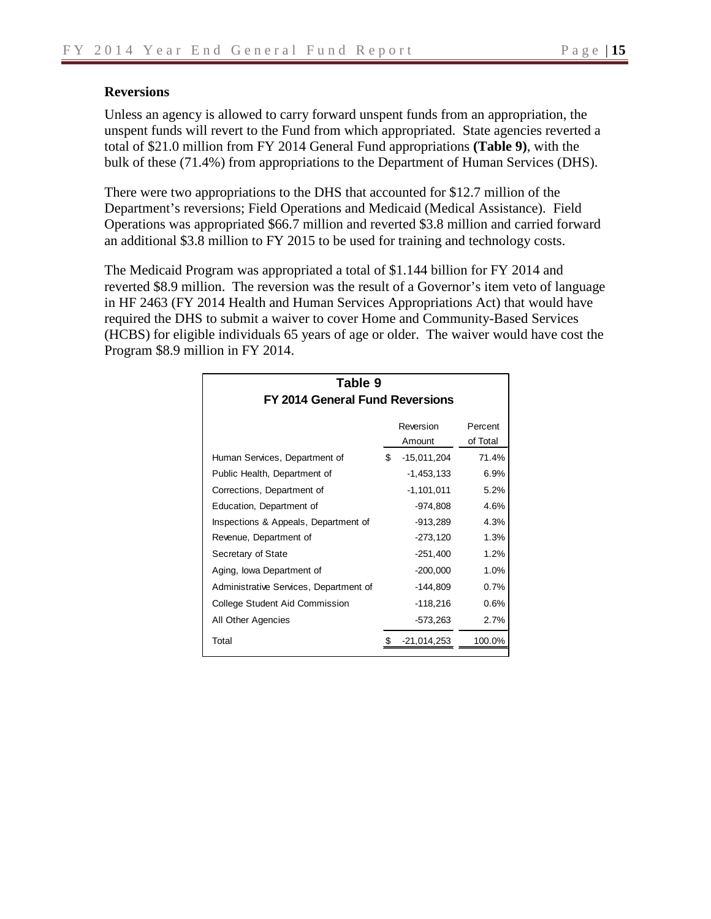## Reversions

Unless an agency is allowed to carry forward unspent funds from an appropriation, the unspent funds will revert to the Fund from which appropriated. State agencies reverted a total of $21.0 million from FY 2014 General Fund appropriations **(Table 9)**, with the bulk of these (71.4%) from appropriations to the Department of Human Services (DHS).

There were two appropriations to the DHS that accounted for $12.7 million of the Department's reversions; Field Operations and Medicaid (Medical Assistance). Field Operations was appropriated $66.7 million and reverted $3.8 million and carried forward an additional $3.8 million to FY 2015 to be used for training and technology costs.

The Medicaid Program was appropriated a total of $1.144 billion for FY 2014 and reverted $8.9 million. The reversion was the result of a Governor's item veto of language in HF 2463 (FY 2014 Health and Human Services Appropriations Act) that would have required the DHS to submit a waiver to cover Home and Community-Based Services (HCBS) for eligible individuals 65 years of age or older. The waiver would have cost the Program $8.9 million in FY 2014.

**Table 9**
**FY 2014 General Fund Reversions**

| | Reversion Amount | Percent of Total |
|---|---|---|
| Human Services, Department of | $ -15,011,204 | 71.4% |
| Public Health, Department of | -1,453,133 | 6.9% |
| Corrections, Department of | -1,101,011 | 5.2% |
| Education, Department of | -974,808 | 4.6% |
| Inspections & Appeals, Department of | -913,289 | 4.3% |
| Revenue, Department of | -273,120 | 1.3% |
| Secretary of State | -251,400 | 1.2% |
| Aging, Iowa Department of | -200,000 | 1.0% |
| Administrative Services, Department of | -144,809 | 0.7% |
| College Student Aid Commission | -118,216 | 0.6% |
| All Other Agencies | -573,263 | 2.7% |
| Total | $ -21,014,253 | 100.0% |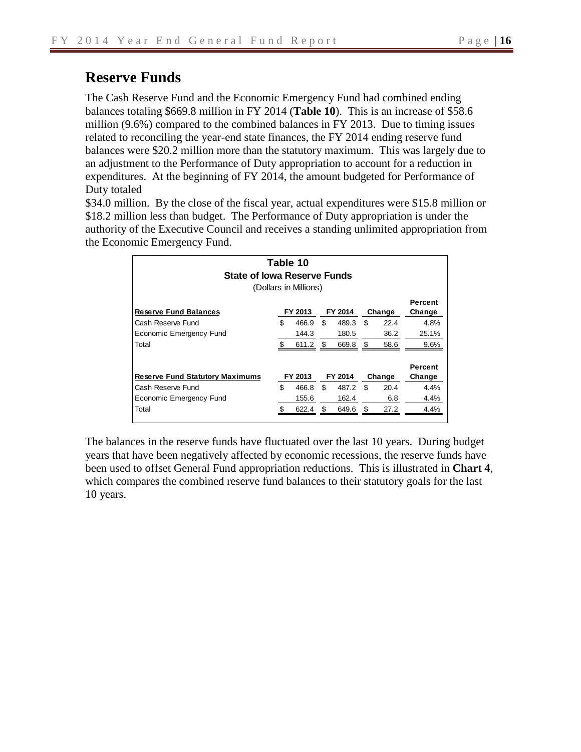## Reserve Funds

The Cash Reserve Fund and the Economic Emergency Fund had combined ending balances totaling $669.8 million in FY 2014 (**Table 10**). This is an increase of $58.6 million (9.6%) compared to the combined balances in FY 2013. Due to timing issues related to reconciling the year-end state finances, the FY 2014 ending reserve fund balances were $20.2 million more than the statutory maximum. This was largely due to an adjustment to the Performance of Duty appropriation to account for a reduction in expenditures. At the beginning of FY 2014, the amount budgeted for Performance of Duty totaled $34.0 million. By the close of the fiscal year, actual expenditures were $15.8 million or $18.2 million less than budget. The Performance of Duty appropriation is under the authority of the Executive Council and receives a standing unlimited appropriation from the Economic Emergency Fund.

**Table 10**
**State of Iowa Reserve Funds**
(Dollars in Millions)

| Reserve Fund Balances | FY 2013 | FY 2014 | Change | Percent Change |
|---|---|---|---|---|
| Cash Reserve Fund | $ 466.9 | $ 489.3 | $ 22.4 | 4.8% |
| Economic Emergency Fund | 144.3 | 180.5 | 36.2 | 25.1% |
| Total | $ 611.2 | $ 669.8 | $ 58.6 | 9.6% |

| Reserve Fund Statutory Maximums | FY 2013 | FY 2014 | Change | Percent Change |
|---|---|---|---|---|
| Cash Reserve Fund | $ 466.8 | $ 487.2 | $ 20.4 | 4.4% |
| Economic Emergency Fund | 155.6 | 162.4 | 6.8 | 4.4% |
| Total | $ 622.4 | $ 649.6 | $ 27.2 | 4.4% |

The balances in the reserve funds have fluctuated over the last 10 years. During budget years that have been negatively affected by economic recessions, the reserve funds have been used to offset General Fund appropriation reductions. This is illustrated in **Chart 4**, which compares the combined reserve fund balances to their statutory goals for the last 10 years.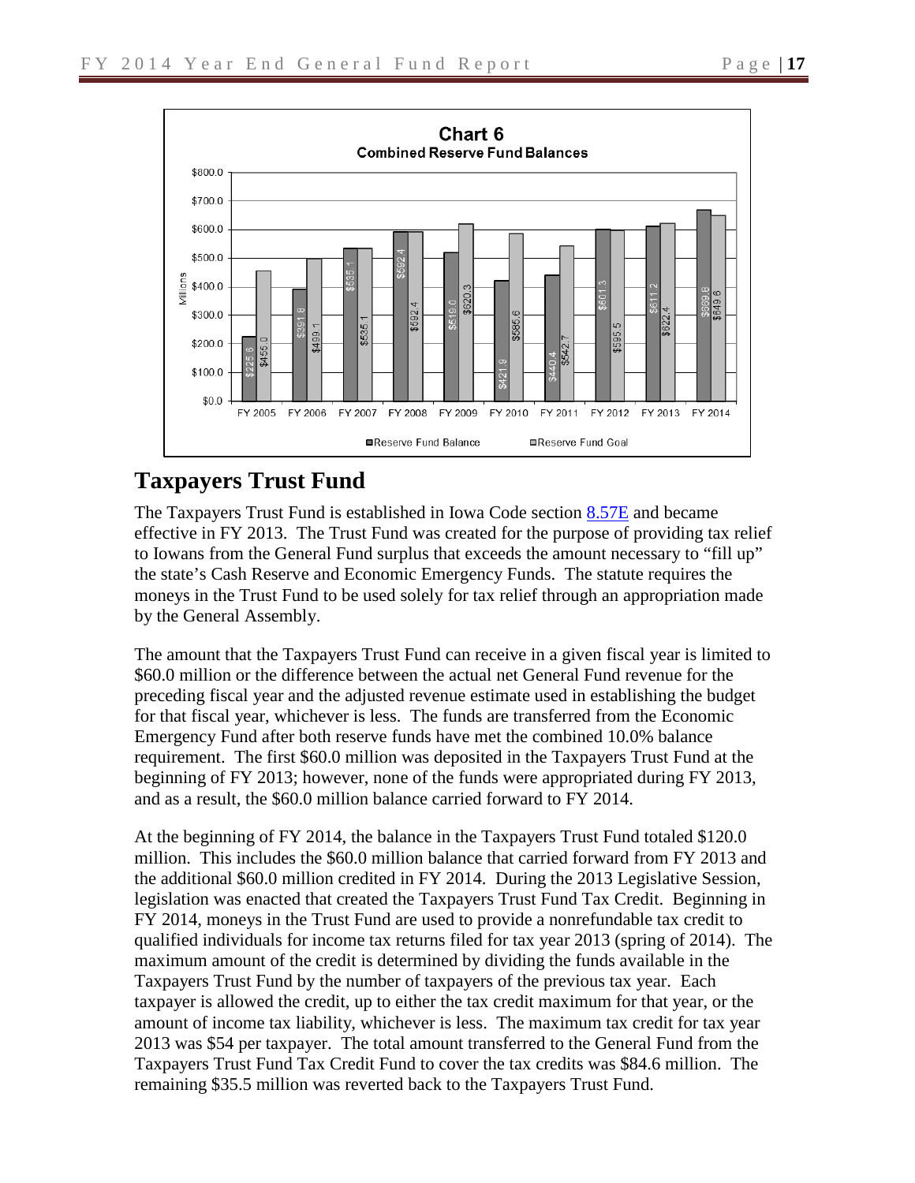**Chart 6**
**Combined Reserve Fund Balances**

| Fiscal Year | Reserve Fund Balance | Reserve Fund Goal |
|---|---|---|
| FY 2005 | $225.6 | $455.0 |
| FY 2006 | $391.8 | $499.1 |
| FY 2007 | $535.1 | $535.1 |
| FY 2008 | $592.4 | $592.4 |
| FY 2009 | $519.0 | $620.3 |
| FY 2010 | $421.9 | $585.6 |
| FY 2011 | $440.4 | $542.7 |
| FY 2012 | $601.3 | $595.5 |
| FY 2013 | $611.2 | $622.4 |
| FY 2014 | $669.8 | $649.6 |

(Millions)

# Taxpayers Trust Fund

The Taxpayers Trust Fund is established in Iowa Code section 8.57E and became effective in FY 2013. The Trust Fund was created for the purpose of providing tax relief to Iowans from the General Fund surplus that exceeds the amount necessary to "fill up" the state's Cash Reserve and Economic Emergency Funds. The statute requires the moneys in the Trust Fund to be used solely for tax relief through an appropriation made by the General Assembly.

The amount that the Taxpayers Trust Fund can receive in a given fiscal year is limited to $60.0 million or the difference between the actual net General Fund revenue for the preceding fiscal year and the adjusted revenue estimate used in establishing the budget for that fiscal year, whichever is less. The funds are transferred from the Economic Emergency Fund after both reserve funds have met the combined 10.0% balance requirement. The first $60.0 million was deposited in the Taxpayers Trust Fund at the beginning of FY 2013; however, none of the funds were appropriated during FY 2013, and as a result, the $60.0 million balance carried forward to FY 2014.

At the beginning of FY 2014, the balance in the Taxpayers Trust Fund totaled $120.0 million. This includes the $60.0 million balance that carried forward from FY 2013 and the additional $60.0 million credited in FY 2014. During the 2013 Legislative Session, legislation was enacted that created the Taxpayers Trust Fund Tax Credit. Beginning in FY 2014, moneys in the Trust Fund are used to provide a nonrefundable tax credit to qualified individuals for income tax returns filed for tax year 2013 (spring of 2014). The maximum amount of the credit is determined by dividing the funds available in the Taxpayers Trust Fund by the number of taxpayers of the previous tax year. Each taxpayer is allowed the credit, up to either the tax credit maximum for that year, or the amount of income tax liability, whichever is less. The maximum tax credit for tax year 2013 was $54 per taxpayer. The total amount transferred to the General Fund from the Taxpayers Trust Fund Tax Credit Fund to cover the tax credits was $84.6 million. The remaining $35.5 million was reverted back to the Taxpayers Trust Fund.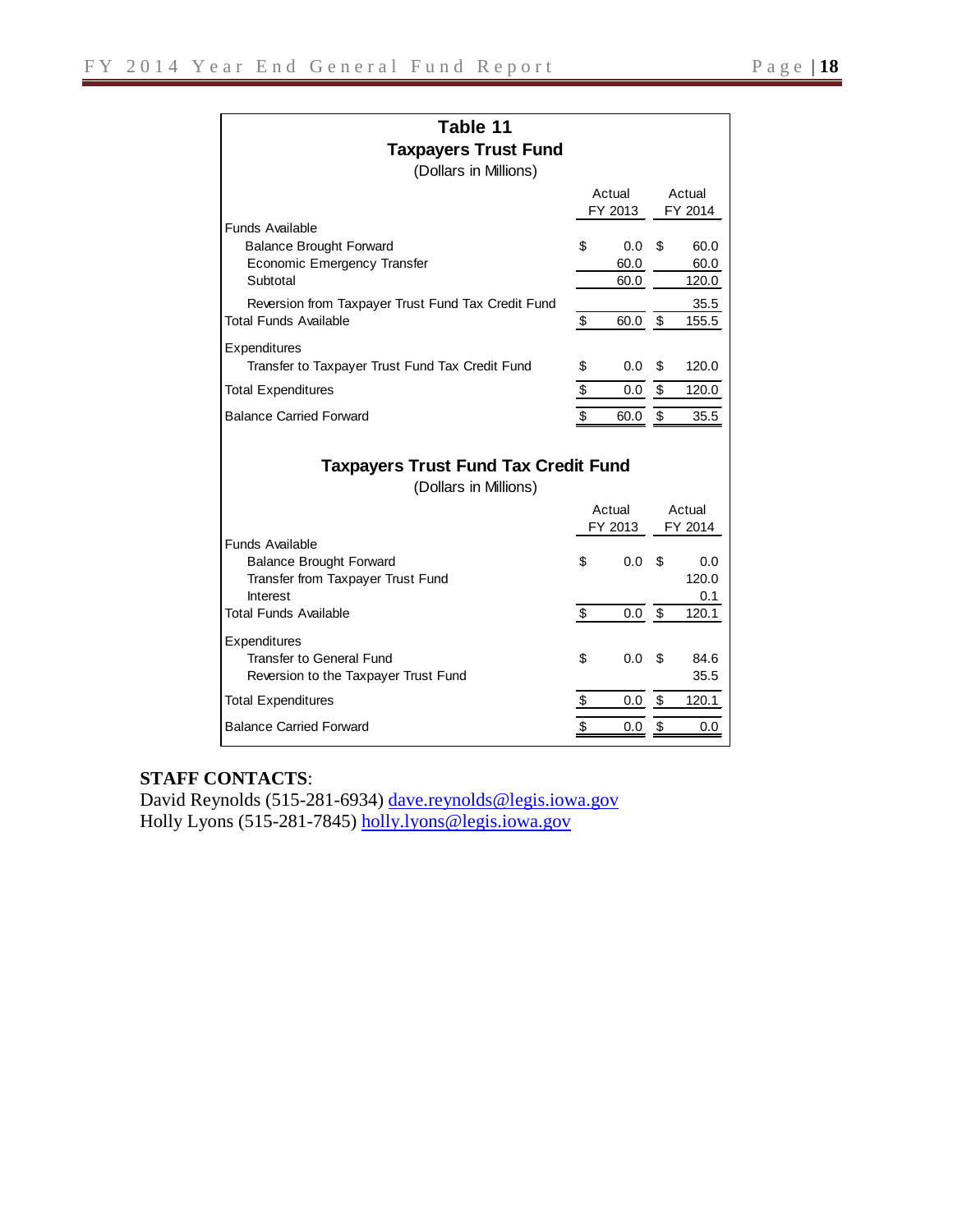## Table 11
### Taxpayers Trust Fund
(Dollars in Millions)

| | Actual FY 2013 | Actual FY 2014 |
|---|---|---|
| Funds Available | | |
| Balance Brought Forward | $ 0.0 | $ 60.0 |
| Economic Emergency Transfer | 60.0 | 60.0 |
| Subtotal | 60.0 | 120.0 |
| Reversion from Taxpayer Trust Fund Tax Credit Fund | | 35.5 |
| Total Funds Available | $ 60.0 | $ 155.5 |
| Expenditures | | |
| Transfer to Taxpayer Trust Fund Tax Credit Fund | $ 0.0 | $ 120.0 |
| Total Expenditures | $ 0.0 | $ 120.0 |
| Balance Carried Forward | $ 60.0 | $ 35.5 |

### Taxpayers Trust Fund Tax Credit Fund
(Dollars in Millions)

| | Actual FY 2013 | Actual FY 2014 |
|---|---|---|
| Funds Available | | |
| Balance Brought Forward | $ 0.0 | $ 0.0 |
| Transfer from Taxpayer Trust Fund | | 120.0 |
| Interest | | 0.1 |
| Total Funds Available | $ 0.0 | $ 120.1 |
| Expenditures | | |
| Transfer to General Fund | $ 0.0 | $ 84.6 |
| Reversion to the Taxpayer Trust Fund | | 35.5 |
| Total Expenditures | $ 0.0 | $ 120.1 |
| Balance Carried Forward | $ 0.0 | $ 0.0 |

**STAFF CONTACTS**:
David Reynolds (515-281-6934) dave.reynolds@legis.iowa.gov
Holly Lyons (515-281-7845) holly.lyons@legis.iowa.gov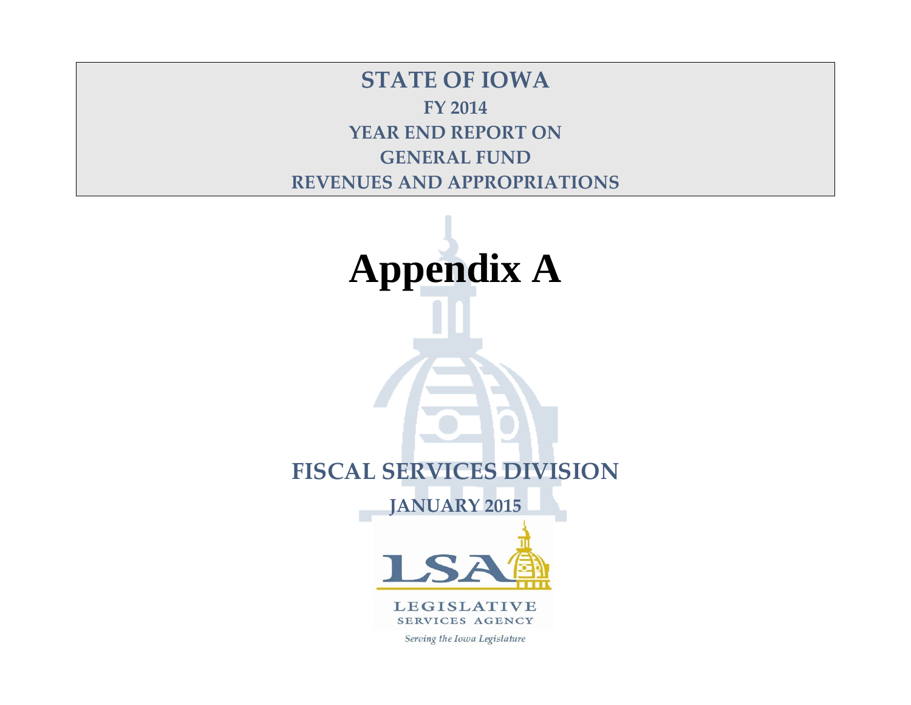# STATE OF IOWA

## FY 2014

## YEAR END REPORT ON

## GENERAL FUND

## REVENUES AND APPROPRIATIONS

# Appendix A

## FISCAL SERVICES DIVISION

**JANUARY 2015**

LEGISLATIVE SERVICES AGENCY

*Serving the Iowa Legislature*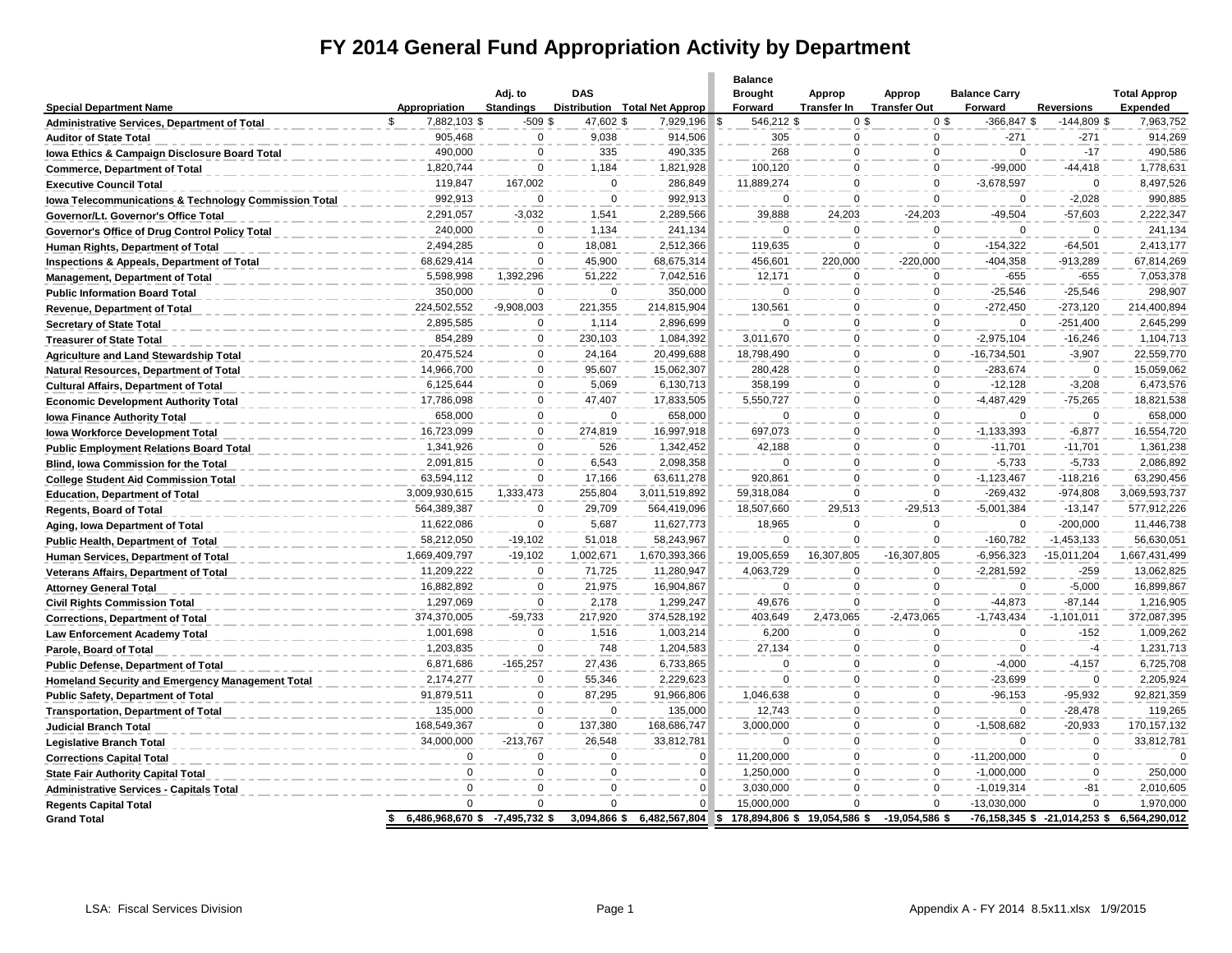# FY 2014 General Fund Appropriation Activity by Department

| Special Department Name | Appropriation | Adj. to Standings | DAS Distribution | Total Net Approp | Balance Brought Forward | Approp Transfer In | Approp Transfer Out | Balance Carry Forward | Reversions | Total Approp Expended |
|---|---|---|---|---|---|---|---|---|---|---|
| Administrative Services, Department of Total | $ 7,882,103 $ | -509 $ | 47,602 $ | 7,929,196 | $ 546,212 $ | 0 $ | 0 $ | -366,847 $ | -144,809 $ | 7,963,752 |
| Auditor of State Total | 905,468 | 0 | 9,038 | 914,506 | 305 | 0 | 0 | -271 | -271 | 914,269 |
| Iowa Ethics & Campaign Disclosure Board Total | 490,000 | 0 | 335 | 490,335 | 268 | 0 | 0 | 0 | -17 | 490,586 |
| Commerce, Department of Total | 1,820,744 | 0 | 1,184 | 1,821,928 | 100,120 | 0 | 0 | -99,000 | -44,418 | 1,778,631 |
| Executive Council Total | 119,847 | 167,002 | 0 | 286,849 | 11,889,274 | 0 | 0 | -3,678,597 | 0 | 8,497,526 |
| Iowa Telecommunications & Technology Commission Total | 992,913 | 0 | 0 | 992,913 | 0 | 0 | 0 | 0 | -2,028 | 990,885 |
| Governor/Lt. Governor's Office Total | 2,291,057 | -3,032 | 1,541 | 2,289,566 | 39,888 | 24,203 | -24,203 | -49,504 | -57,603 | 2,222,347 |
| Governor's Office of Drug Control Policy Total | 240,000 | 0 | 1,134 | 241,134 | 0 | 0 | 0 | 0 | 0 | 241,134 |
| Human Rights, Department of Total | 2,494,285 | 0 | 18,081 | 2,512,366 | 119,635 | 0 | 0 | -154,322 | -64,501 | 2,413,177 |
| Inspections & Appeals, Department of Total | 68,629,414 | 0 | 45,900 | 68,675,314 | 456,601 | 220,000 | -220,000 | -404,358 | -913,289 | 67,814,269 |
| Management, Department of Total | 5,598,998 | 1,392,296 | 51,222 | 7,042,516 | 12,171 | 0 | 0 | -655 | -655 | 7,053,378 |
| Public Information Board Total | 350,000 | 0 | 0 | 350,000 | 0 | 0 | 0 | -25,546 | -25,546 | 298,907 |
| Revenue, Department of Total | 224,502,552 | -9,908,003 | 221,355 | 214,815,904 | 130,561 | 0 | 0 | -272,450 | -273,120 | 214,400,894 |
| Secretary of State Total | 2,895,585 | 0 | 1,114 | 2,896,699 | 0 | 0 | 0 | 0 | -251,400 | 2,645,299 |
| Treasurer of State Total | 854,289 | 0 | 230,103 | 1,084,392 | 3,011,670 | 0 | 0 | -2,975,104 | -16,246 | 1,104,713 |
| Agriculture and Land Stewardship Total | 20,475,524 | 0 | 24,164 | 20,499,688 | 18,798,490 | 0 | 0 | -16,734,501 | -3,907 | 22,559,770 |
| Natural Resources, Department of Total | 14,966,700 | 0 | 95,607 | 15,062,307 | 280,428 | 0 | 0 | -283,674 | 0 | 15,059,062 |
| Cultural Affairs, Department of Total | 6,125,644 | 0 | 5,069 | 6,130,713 | 358,199 | 0 | 0 | -12,128 | -3,208 | 6,473,576 |
| Economic Development Authority Total | 17,786,098 | 0 | 47,407 | 17,833,505 | 5,550,727 | 0 | 0 | -4,487,429 | -75,265 | 18,821,538 |
| Iowa Finance Authority Total | 658,000 | 0 | 0 | 658,000 | 0 | 0 | 0 | 0 | 0 | 658,000 |
| Iowa Workforce Development Total | 16,723,099 | 0 | 274,819 | 16,997,918 | 697,073 | 0 | 0 | -1,133,393 | -6,877 | 16,554,720 |
| Public Employment Relations Board Total | 1,341,926 | 0 | 526 | 1,342,452 | 42,188 | 0 | 0 | -11,701 | -11,701 | 1,361,238 |
| Blind, Iowa Commission for the Total | 2,091,815 | 0 | 6,543 | 2,098,358 | 0 | 0 | 0 | -5,733 | -5,733 | 2,086,892 |
| College Student Aid Commission Total | 63,594,112 | 0 | 17,166 | 63,611,278 | 920,861 | 0 | 0 | -1,123,467 | -118,216 | 63,290,456 |
| Education, Department of Total | 3,009,930,615 | 1,333,473 | 255,804 | 3,011,519,892 | 59,318,084 | 0 | 0 | -269,432 | -974,808 | 3,069,593,737 |
| Regents, Board of Total | 564,389,387 | 0 | 29,709 | 564,419,096 | 18,507,660 | 29,513 | -29,513 | -5,001,384 | -13,147 | 577,912,226 |
| Aging, Iowa Department of Total | 11,622,086 | 0 | 5,687 | 11,627,773 | 18,965 | 0 | 0 | 0 | -200,000 | 11,446,738 |
| Public Health, Department of Total | 58,212,050 | -19,102 | 51,018 | 58,243,967 | 0 | 0 | 0 | -160,782 | -1,453,133 | 56,630,051 |
| Human Services, Department of Total | 1,669,409,797 | -19,102 | 1,002,671 | 1,670,393,366 | 19,005,659 | 16,307,805 | -16,307,805 | -6,956,323 | -15,011,204 | 1,667,431,499 |
| Veterans Affairs, Department of Total | 11,209,222 | 0 | 71,725 | 11,280,947 | 4,063,729 | 0 | 0 | -2,281,592 | -259 | 13,062,825 |
| Attorney General Total | 16,882,892 | 0 | 21,975 | 16,904,867 | 0 | 0 | 0 | 0 | -5,000 | 16,899,867 |
| Civil Rights Commission Total | 1,297,069 | 0 | 2,178 | 1,299,247 | 49,676 | 0 | 0 | -44,873 | -87,144 | 1,216,905 |
| Corrections, Department of Total | 374,370,005 | -59,733 | 217,920 | 374,528,192 | 403,649 | 2,473,065 | -2,473,065 | -1,743,434 | -1,101,011 | 372,087,395 |
| Law Enforcement Academy Total | 1,001,698 | 0 | 1,516 | 1,003,214 | 6,200 | 0 | 0 | 0 | -152 | 1,009,262 |
| Parole, Board of Total | 1,203,835 | 0 | 748 | 1,204,583 | 27,134 | 0 | 0 | 0 | -4 | 1,231,713 |
| Public Defense, Department of Total | 6,871,686 | -165,257 | 27,436 | 6,733,865 | 0 | 0 | 0 | -4,000 | -4,157 | 6,725,708 |
| Homeland Security and Emergency Management Total | 2,174,277 | 0 | 55,346 | 2,229,623 | 0 | 0 | 0 | -23,699 | 0 | 2,205,924 |
| Public Safety, Department of Total | 91,879,511 | 0 | 87,295 | 91,966,806 | 1,046,638 | 0 | 0 | -96,153 | -95,932 | 92,821,359 |
| Transportation, Department of Total | 135,000 | 0 | 0 | 135,000 | 12,743 | 0 | 0 | 0 | -28,478 | 119,265 |
| Judicial Branch Total | 168,549,367 | 0 | 137,380 | 168,686,747 | 3,000,000 | 0 | 0 | -1,508,682 | -20,933 | 170,157,132 |
| Legislative Branch Total | 34,000,000 | -213,767 | 26,548 | 33,812,781 | 0 | 0 | 0 | 0 | 0 | 33,812,781 |
| Corrections Capital Total | 0 | 0 | 0 | 0 | 11,200,000 | 0 | 0 | -11,200,000 | 0 | 0 |
| State Fair Authority Capital Total | 0 | 0 | 0 | 0 | 1,250,000 | 0 | 0 | -1,000,000 | 0 | 250,000 |
| Administrative Services - Capitals Total | 0 | 0 | 0 | 0 | 3,030,000 | 0 | 0 | -1,019,314 | -81 | 2,010,605 |
| Regents Capital Total | 0 | 0 | 0 | 0 | 15,000,000 | 0 | 0 | -13,030,000 | 0 | 1,970,000 |
| **Grand Total** | **$ 6,486,968,670 $** | **-7,495,732 $** | **3,094,866 $** | **6,482,567,804** | **$ 178,894,806 $** | **19,054,586 $** | **-19,054,586 $** | **-76,158,345 $** | **-21,014,253 $** | **6,564,290,012** |

LSA: Fiscal Services Division

Appendix A - FY 2014 8.5x11.xlsx 1/9/2015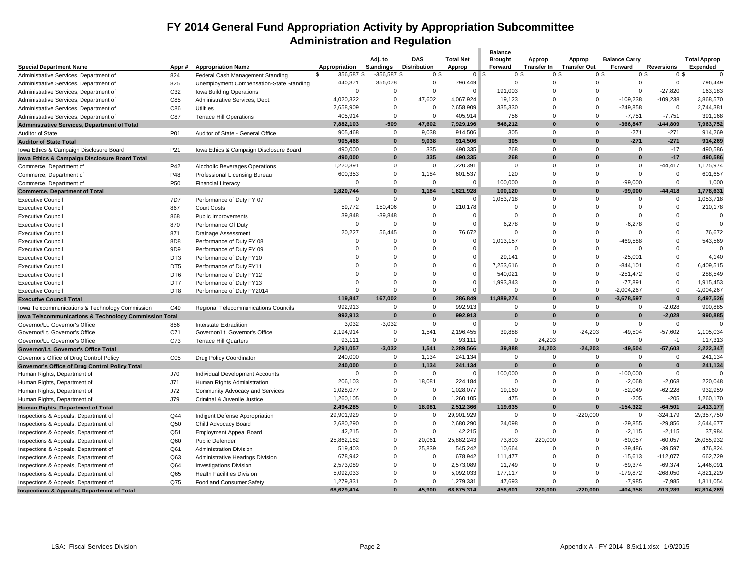# FY 2014 General Fund Appropriation Activity by Appropriation Subcommittee

## Administration and Regulation

| Special Department Name | Appr # | Appropriation Name | Appropriation | Adj. to Standings | DAS Distribution | Total Net Approp | Balance Brought Forward | Approp Transfer In | Approp Transfer Out | Balance Carry Forward | Reversions | Total Approp Expended |
|---|---|---|---|---|---|---|---|---|---|---|---|---|
| Administrative Services, Department of | 824 | Federal Cash Management Standing | $ 356,587 | $ -356,587 | $ 0 | $ 0 | $ 0 | $ 0 | $ 0 | $ 0 | $ 0 | $ 0 |
| Administrative Services, Department of | 825 | Unemployment Compensation-State Standing | 440,371 | 356,078 | 0 | 796,449 | 0 | 0 | 0 | 0 | 0 | 796,449 |
| Administrative Services, Department of | C32 | Iowa Building Operations | 0 | 0 | 0 | 0 | 191,003 | 0 | 0 | 0 | -27,820 | 163,183 |
| Administrative Services, Department of | C85 | Administrative Services, Dept. | 4,020,322 | 0 | 47,602 | 4,067,924 | 19,123 | 0 | 0 | -109,238 | -109,238 | 3,868,570 |
| Administrative Services, Department of | C86 | Utilities | 2,658,909 | 0 | 0 | 2,658,909 | 335,330 | 0 | 0 | -249,858 | 0 | 2,744,381 |
| Administrative Services, Department of | C87 | Terrace Hill Operations | 405,914 | 0 | 0 | 405,914 | 756 | 0 | 0 | -7,751 | -7,751 | 391,168 |
| **Administrative Services, Department of Total** | | | **7,882,103** | **-509** | **47,602** | **7,929,196** | **546,212** | **0** | **0** | **-366,847** | **-144,809** | **7,963,752** |
| Auditor of State | P01 | Auditor of State - General Office | 905,468 | 0 | 9,038 | 914,506 | 305 | 0 | 0 | -271 | -271 | 914,269 |
| **Auditor of State Total** | | | **905,468** | **0** | **9,038** | **914,506** | **305** | **0** | **0** | **-271** | **-271** | **914,269** |
| Iowa Ethics & Campaign Disclosure Board | P21 | Iowa Ethics & Campaign Disclosure Board | 490,000 | 0 | 335 | 490,335 | 268 | 0 | 0 | 0 | -17 | 490,586 |
| **Iowa Ethics & Campaign Disclosure Board Total** | | | **490,000** | **0** | **335** | **490,335** | **268** | **0** | **0** | **0** | **-17** | **490,586** |
| Commerce, Department of | P42 | Alcoholic Beverages Operations | 1,220,391 | 0 | 0 | 1,220,391 | 0 | 0 | 0 | 0 | -44,417 | 1,175,974 |
| Commerce, Department of | P48 | Professional Licensing Bureau | 600,353 | 0 | 1,184 | 601,537 | 120 | 0 | 0 | 0 | 0 | 601,657 |
| Commerce, Department of | P50 | Financial Literacy | 0 | 0 | 0 | 0 | 100,000 | 0 | 0 | -99,000 | 0 | 1,000 |
| **Commerce, Department of Total** | | | **1,820,744** | **0** | **1,184** | **1,821,928** | **100,120** | **0** | **0** | **-99,000** | **-44,418** | **1,778,631** |
| Executive Council | 7D7 | Performance of Duty FY 07 | 0 | 0 | 0 | 0 | 1,053,718 | 0 | 0 | 0 | 0 | 1,053,718 |
| Executive Council | 867 | Court Costs | 59,772 | 150,406 | 0 | 210,178 | 0 | 0 | 0 | 0 | 0 | 210,178 |
| Executive Council | 868 | Public Improvements | 39,848 | -39,848 | 0 | 0 | 0 | 0 | 0 | 0 | 0 | 0 |
| Executive Council | 870 | Performance Of Duty | 0 | 0 | 0 | 0 | 6,278 | 0 | 0 | -6,278 | 0 | 0 |
| Executive Council | 871 | Drainage Assessment | 20,227 | 56,445 | 0 | 76,672 | 0 | 0 | 0 | 0 | 0 | 76,672 |
| Executive Council | 8D8 | Performance of Duty FY 08 | 0 | 0 | 0 | 0 | 1,013,157 | 0 | 0 | -469,588 | 0 | 543,569 |
| Executive Council | 9D9 | Performance of Duty FY 09 | 0 | 0 | 0 | 0 | 0 | 0 | 0 | 0 | 0 | 0 |
| Executive Council | DT3 | Performance of Duty FY10 | 0 | 0 | 0 | 0 | 29,141 | 0 | 0 | -25,001 | 0 | 4,140 |
| Executive Council | DT5 | Performance of Duty FY11 | 0 | 0 | 0 | 0 | 7,253,616 | 0 | 0 | -844,101 | 0 | 6,409,515 |
| Executive Council | DT6 | Performance of Duty FY12 | 0 | 0 | 0 | 0 | 540,021 | 0 | 0 | -251,472 | 0 | 288,549 |
| Executive Council | DT7 | Performance of Duty FY13 | 0 | 0 | 0 | 0 | 1,993,343 | 0 | 0 | -77,891 | 0 | 1,915,453 |
| Executive Council | DT8 | Performance of Duty FY2014 | 0 | 0 | 0 | 0 | 0 | 0 | 0 | -2,004,267 | 0 | -2,004,267 |
| **Executive Council Total** | | | **119,847** | **167,002** | **0** | **286,849** | **11,889,274** | **0** | **0** | **-3,678,597** | **0** | **8,497,526** |
| Iowa Telecommunications & Technology Commission | C49 | Regional Telecommunications Councils | 992,913 | 0 | 0 | 992,913 | 0 | 0 | 0 | 0 | -2,028 | 990,885 |
| **Iowa Telecommunications & Technology Commission Total** | | | **992,913** | **0** | **0** | **992,913** | **0** | **0** | **0** | **0** | **-2,028** | **990,885** |
| Governor/Lt. Governor's Office | 856 | Interstate Extradition | 3,032 | -3,032 | 0 | 0 | 0 | 0 | 0 | 0 | 0 | 0 |
| Governor/Lt. Governor's Office | C71 | Governor/Lt. Governor's Office | 2,194,914 | 0 | 1,541 | 2,196,455 | 39,888 | 0 | -24,203 | -49,504 | -57,602 | 2,105,034 |
| Governor/Lt. Governor's Office | C73 | Terrace Hill Quarters | 93,111 | 0 | 0 | 93,111 | 0 | 24,203 | 0 | 0 | -1 | 117,313 |
| **Governor/Lt. Governor's Office Total** | | | **2,291,057** | **-3,032** | **1,541** | **2,289,566** | **39,888** | **24,203** | **-24,203** | **-49,504** | **-57,603** | **2,222,347** |
| Governor's Office of Drug Control Policy | C05 | Drug Policy Coordinator | 240,000 | 0 | 1,134 | 241,134 | 0 | 0 | 0 | 0 | 0 | 241,134 |
| **Governor's Office of Drug Control Policy Total** | | | **240,000** | **0** | **1,134** | **241,134** | **0** | **0** | **0** | **0** | **0** | **241,134** |
| Human Rights, Department of | J70 | Individual Development Accounts | 0 | 0 | 0 | 0 | 100,000 | 0 | 0 | -100,000 | 0 | 0 |
| Human Rights, Department of | J71 | Human Rights Administration | 206,103 | 0 | 18,081 | 224,184 | 0 | 0 | 0 | -2,068 | -2,068 | 220,048 |
| Human Rights, Department of | J72 | Community Advocacy and Services | 1,028,077 | 0 | 0 | 1,028,077 | 19,160 | 0 | 0 | -52,049 | -62,228 | 932,959 |
| Human Rights, Department of | J79 | Criminal & Juvenile Justice | 1,260,105 | 0 | 0 | 1,260,105 | 475 | 0 | 0 | -205 | -205 | 1,260,170 |
| **Human Rights, Department of Total** | | | **2,494,285** | **0** | **18,081** | **2,512,366** | **119,635** | **0** | **0** | **-154,322** | **-64,501** | **2,413,177** |
| Inspections & Appeals, Department of | Q44 | Indigent Defense Appropriation | 29,901,929 | 0 | 0 | 29,901,929 | 0 | 0 | -220,000 | 0 | -324,179 | 29,357,750 |
| Inspections & Appeals, Department of | Q50 | Child Advocacy Board | 2,680,290 | 0 | 0 | 2,680,290 | 24,098 | 0 | 0 | -29,855 | -29,856 | 2,644,677 |
| Inspections & Appeals, Department of | Q51 | Employment Appeal Board | 42,215 | 0 | 0 | 42,215 | 0 | 0 | 0 | -2,115 | -2,115 | 37,984 |
| Inspections & Appeals, Department of | Q60 | Public Defender | 25,862,182 | 0 | 20,061 | 25,882,243 | 73,803 | 220,000 | 0 | -60,057 | -60,057 | 26,055,932 |
| Inspections & Appeals, Department of | Q61 | Administration Division | 519,403 | 0 | 25,839 | 545,242 | 10,664 | 0 | 0 | -39,486 | -39,597 | 476,824 |
| Inspections & Appeals, Department of | Q63 | Administrative Hearings Division | 678,942 | 0 | 0 | 678,942 | 111,477 | 0 | 0 | -15,613 | -112,077 | 662,729 |
| Inspections & Appeals, Department of | Q64 | Investigations Division | 2,573,089 | 0 | 0 | 2,573,089 | 11,749 | 0 | 0 | -69,374 | -69,374 | 2,446,091 |
| Inspections & Appeals, Department of | Q65 | Health Facilities Division | 5,092,033 | 0 | 0 | 5,092,033 | 177,117 | 0 | 0 | -179,872 | -268,050 | 4,821,229 |
| Inspections & Appeals, Department of | Q75 | Food and Consumer Safety | 1,279,331 | 0 | 0 | 1,279,331 | 47,693 | 0 | 0 | -7,985 | -7,985 | 1,311,054 |
| **Inspections & Appeals, Department of Total** | | | **68,629,414** | **0** | **45,900** | **68,675,314** | **456,601** | **220,000** | **-220,000** | **-404,358** | **-913,289** | **67,814,269** |

LSA: Fiscal Services Division — Appendix A - FY 2014 8.5x11.xlsx 1/9/2015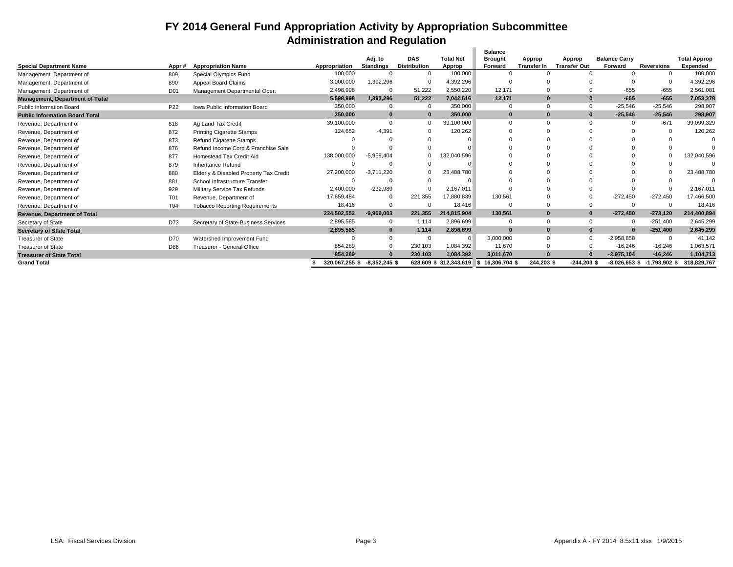# FY 2014 General Fund Appropriation Activity by Appropriation Subcommittee
## Administration and Regulation

| Special Department Name | Appr # | Appropriation Name | Appropriation | Adj. to Standings | DAS Distribution | Total Net Approp | Balance Brought Forward | Approp Transfer In | Approp Transfer Out | Balance Carry Forward | Reversions | Total Approp Expended |
|---|---|---|---|---|---|---|---|---|---|---|---|---|
| Management, Department of | 809 | Special Olympics Fund | 100,000 | 0 | 0 | 100,000 | 0 | 0 | 0 | 0 | 0 | 100,000 |
| Management, Department of | 890 | Appeal Board Claims | 3,000,000 | 1,392,296 | 0 | 4,392,296 | 0 | 0 | 0 | 0 | 0 | 4,392,296 |
| Management, Department of | D01 | Management Departmental Oper. | 2,498,998 | 0 | 51,222 | 2,550,220 | 12,171 | 0 | 0 | -655 | -655 | 2,561,081 |
| **Management, Department of Total** | | | **5,598,998** | **1,392,296** | **51,222** | **7,042,516** | **12,171** | **0** | **0** | **-655** | **-655** | **7,053,378** |
| Public Information Board | P22 | Iowa Public Information Board | 350,000 | 0 | 0 | 350,000 | 0 | 0 | 0 | -25,546 | -25,546 | 298,907 |
| **Public Information Board Total** | | | **350,000** | **0** | **0** | **350,000** | **0** | **0** | **0** | **-25,546** | **-25,546** | **298,907** |
| Revenue, Department of | 818 | Ag Land Tax Credit | 39,100,000 | 0 | 0 | 39,100,000 | 0 | 0 | 0 | 0 | -671 | 39,099,329 |
| Revenue, Department of | 872 | Printing Cigarette Stamps | 124,652 | -4,391 | 0 | 120,262 | 0 | 0 | 0 | 0 | 0 | 120,262 |
| Revenue, Department of | 873 | Refund Cigarette Stamps | 0 | 0 | 0 | 0 | 0 | 0 | 0 | 0 | 0 | 0 |
| Revenue, Department of | 876 | Refund Income Corp & Franchise Sale | 0 | 0 | 0 | 0 | 0 | 0 | 0 | 0 | 0 | 0 |
| Revenue, Department of | 877 | Homestead Tax Credit Aid | 138,000,000 | -5,959,404 | 0 | 132,040,596 | 0 | 0 | 0 | 0 | 0 | 132,040,596 |
| Revenue, Department of | 879 | Inheritance Refund | 0 | 0 | 0 | 0 | 0 | 0 | 0 | 0 | 0 | 0 |
| Revenue, Department of | 880 | Elderly & Disabled Property Tax Credit | 27,200,000 | -3,711,220 | 0 | 23,488,780 | 0 | 0 | 0 | 0 | 0 | 23,488,780 |
| Revenue, Department of | 881 | School Infrastructure Transfer | 0 | 0 | 0 | 0 | 0 | 0 | 0 | 0 | 0 | 0 |
| Revenue, Department of | 929 | Military Service Tax Refunds | 2,400,000 | -232,989 | 0 | 2,167,011 | 0 | 0 | 0 | 0 | 0 | 2,167,011 |
| Revenue, Department of | T01 | Revenue, Department of | 17,659,484 | 0 | 221,355 | 17,880,839 | 130,561 | 0 | 0 | -272,450 | -272,450 | 17,466,500 |
| Revenue, Department of | T04 | Tobacco Reporting Requirements | 18,416 | 0 | 0 | 18,416 | 0 | 0 | 0 | 0 | 0 | 18,416 |
| **Revenue, Department of Total** | | | **224,502,552** | **-9,908,003** | **221,355** | **214,815,904** | **130,561** | **0** | **0** | **-272,450** | **-273,120** | **214,400,894** |
| Secretary of State | D73 | Secretary of State-Business Services | 2,895,585 | 0 | 1,114 | 2,896,699 | 0 | 0 | 0 | 0 | -251,400 | 2,645,299 |
| **Secretary of State Total** | | | **2,895,585** | **0** | **1,114** | **2,896,699** | **0** | **0** | **0** | **0** | **-251,400** | **2,645,299** |
| Treasurer of State | D70 | Watershed Improvement Fund | 0 | 0 | 0 | 0 | 3,000,000 | 0 | 0 | -2,958,858 | 0 | 41,142 |
| Treasurer of State | D86 | Treasurer - General Office | 854,289 | 0 | 230,103 | 1,084,392 | 11,670 | 0 | 0 | -16,246 | -16,246 | 1,063,571 |
| **Treasurer of State Total** | | | **854,289** | **0** | **230,103** | **1,084,392** | **3,011,670** | **0** | **0** | **-2,975,104** | **-16,246** | **1,104,713** |
| **Grand Total** | | | **$ 320,067,255** | **$ -8,352,245** | **$ 628,609** | **$ 312,343,619** | **$ 16,306,704** | **$ 244,203** | **$ -244,203** | **$ -8,026,653** | **$ -1,793,902** | **$ 318,829,767** |

LSA: Fiscal Services Division Appendix A - FY 2014 8.5x11.xlsx 1/9/2015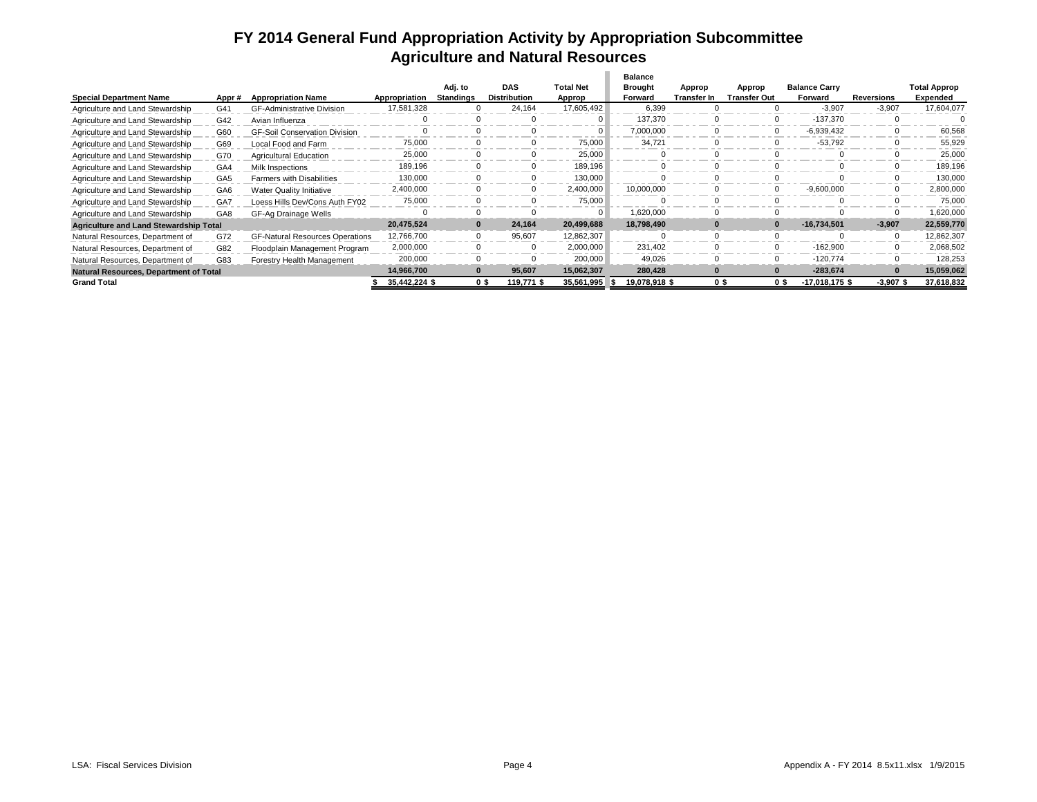# FY 2014 General Fund Appropriation Activity by Appropriation Subcommittee
## Agriculture and Natural Resources

| Special Department Name | Appr # | Appropriation Name | Appropriation | Adj. to Standings | DAS Distribution | Total Net Approp | Balance Brought Forward | Approp Transfer In | Approp Transfer Out | Balance Carry Forward | Reversions | Total Approp Expended |
|---|---|---|---|---|---|---|---|---|---|---|---|---|
| Agriculture and Land Stewardship | G41 | GF-Administrative Division | 17,581,328 | 0 | 24,164 | 17,605,492 | 6,399 | 0 | 0 | -3,907 | -3,907 | 17,604,077 |
| Agriculture and Land Stewardship | G42 | Avian Influenza | 0 | 0 | 0 | 0 | 137,370 | 0 | 0 | -137,370 | 0 | 0 |
| Agriculture and Land Stewardship | G60 | GF-Soil Conservation Division | 0 | 0 | 0 | 0 | 7,000,000 | 0 | 0 | -6,939,432 | 0 | 60,568 |
| Agriculture and Land Stewardship | G69 | Local Food and Farm | 75,000 | 0 | 0 | 75,000 | 34,721 | 0 | 0 | -53,792 | 0 | 55,929 |
| Agriculture and Land Stewardship | G70 | Agricultural Education | 25,000 | 0 | 0 | 25,000 | 0 | 0 | 0 | 0 | 0 | 25,000 |
| Agriculture and Land Stewardship | GA4 | Milk Inspections | 189,196 | 0 | 0 | 189,196 | 0 | 0 | 0 | 0 | 0 | 189,196 |
| Agriculture and Land Stewardship | GA5 | Farmers with Disabilities | 130,000 | 0 | 0 | 130,000 | 0 | 0 | 0 | 0 | 0 | 130,000 |
| Agriculture and Land Stewardship | GA6 | Water Quality Initiative | 2,400,000 | 0 | 0 | 2,400,000 | 10,000,000 | 0 | 0 | -9,600,000 | 0 | 2,800,000 |
| Agriculture and Land Stewardship | GA7 | Loess Hills Dev/Cons Auth FY02 | 75,000 | 0 | 0 | 75,000 | 0 | 0 | 0 | 0 | 0 | 75,000 |
| Agriculture and Land Stewardship | GA8 | GF-Ag Drainage Wells | 0 | 0 | 0 | 0 | 1,620,000 | 0 | 0 | 0 | 0 | 1,620,000 |
| **Agriculture and Land Stewardship Total** | | | **20,475,524** | **0** | **24,164** | **20,499,688** | **18,798,490** | **0** | **0** | **-16,734,501** | **-3,907** | **22,559,770** |
| Natural Resources, Department of | G72 | GF-Natural Resources Operations | 12,766,700 | 0 | 95,607 | 12,862,307 | 0 | 0 | 0 | 0 | 0 | 12,862,307 |
| Natural Resources, Department of | G82 | Floodplain Management Program | 2,000,000 | 0 | 0 | 2,000,000 | 231,402 | 0 | 0 | -162,900 | 0 | 2,068,502 |
| Natural Resources, Department of | G83 | Forestry Health Management | 200,000 | 0 | 0 | 200,000 | 49,026 | 0 | 0 | -120,774 | 0 | 128,253 |
| **Natural Resources, Department of Total** | | | **14,966,700** | **0** | **95,607** | **15,062,307** | **280,428** | **0** | **0** | **-283,674** | **0** | **15,059,062** |
| **Grand Total** | | | **$ 35,442,224 $** | **0 $** | **119,771 $** | **35,561,995 $** | **19,078,918 $** | **0 $** | **0 $** | **-17,018,175 $** | **-3,907 $** | **37,618,832** |

LSA: Fiscal Services Division

Appendix A - FY 2014 8.5x11.xlsx 1/9/2015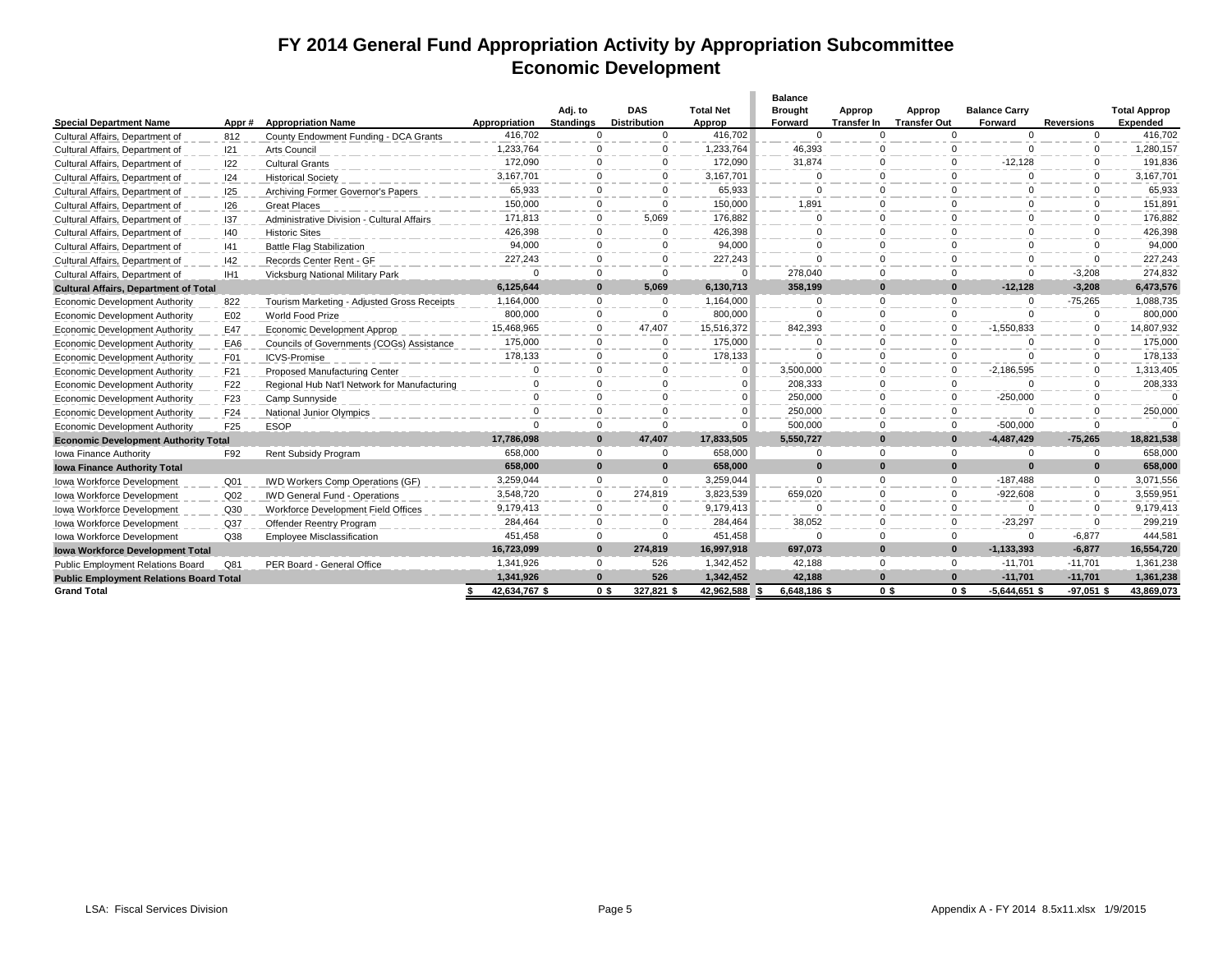# FY 2014 General Fund Appropriation Activity by Appropriation Subcommittee
## Economic Development

| Special Department Name | Appr # | Appropriation Name | Appropriation | Adj. to Standings | DAS Distribution | Total Net Approp | Balance Brought Forward | Approp Transfer In | Approp Transfer Out | Balance Carry Forward | Reversions | Total Approp Expended |
|---|---|---|---|---|---|---|---|---|---|---|---|---|
| Cultural Affairs, Department of | 812 | County Endowment Funding - DCA Grants | 416,702 | 0 | 0 | 416,702 | 0 | 0 | 0 | 0 | 0 | 416,702 |
| Cultural Affairs, Department of | I21 | Arts Council | 1,233,764 | 0 | 0 | 1,233,764 | 46,393 | 0 | 0 | 0 | 0 | 1,280,157 |
| Cultural Affairs, Department of | I22 | Cultural Grants | 172,090 | 0 | 0 | 172,090 | 31,874 | 0 | 0 | -12,128 | 0 | 191,836 |
| Cultural Affairs, Department of | I24 | Historical Society | 3,167,701 | 0 | 0 | 3,167,701 | 0 | 0 | 0 | 0 | 0 | 3,167,701 |
| Cultural Affairs, Department of | I25 | Archiving Former Governor's Papers | 65,933 | 0 | 0 | 65,933 | 0 | 0 | 0 | 0 | 0 | 65,933 |
| Cultural Affairs, Department of | I26 | Great Places | 150,000 | 0 | 0 | 150,000 | 1,891 | 0 | 0 | 0 | 0 | 151,891 |
| Cultural Affairs, Department of | I37 | Administrative Division - Cultural Affairs | 171,813 | 0 | 5,069 | 176,882 | 0 | 0 | 0 | 0 | 0 | 176,882 |
| Cultural Affairs, Department of | I40 | Historic Sites | 426,398 | 0 | 0 | 426,398 | 0 | 0 | 0 | 0 | 0 | 426,398 |
| Cultural Affairs, Department of | I41 | Battle Flag Stabilization | 94,000 | 0 | 0 | 94,000 | 0 | 0 | 0 | 0 | 0 | 94,000 |
| Cultural Affairs, Department of | I42 | Records Center Rent - GF | 227,243 | 0 | 0 | 227,243 | 0 | 0 | 0 | 0 | 0 | 227,243 |
| Cultural Affairs, Department of | IH1 | Vicksburg National Military Park | 0 | 0 | 0 | 0 | 278,040 | 0 | 0 | 0 | -3,208 | 274,832 |
| **Cultural Affairs, Department of Total** | | | **6,125,644** | **0** | **5,069** | **6,130,713** | **358,199** | **0** | **0** | **-12,128** | **-3,208** | **6,473,576** |
| Economic Development Authority | 822 | Tourism Marketing - Adjusted Gross Receipts | 1,164,000 | 0 | 0 | 1,164,000 | 0 | 0 | 0 | 0 | -75,265 | 1,088,735 |
| Economic Development Authority | E02 | World Food Prize | 800,000 | 0 | 0 | 800,000 | 0 | 0 | 0 | 0 | 0 | 800,000 |
| Economic Development Authority | E47 | Economic Development Approp | 15,468,965 | 0 | 47,407 | 15,516,372 | 842,393 | 0 | 0 | -1,550,833 | 0 | 14,807,932 |
| Economic Development Authority | EA6 | Councils of Governments (COGs) Assistance | 175,000 | 0 | 0 | 175,000 | 0 | 0 | 0 | 0 | 0 | 175,000 |
| Economic Development Authority | F01 | ICVS-Promise | 178,133 | 0 | 0 | 178,133 | 0 | 0 | 0 | 0 | 0 | 178,133 |
| Economic Development Authority | F21 | Proposed Manufacturing Center | 0 | 0 | 0 | 0 | 3,500,000 | 0 | 0 | -2,186,595 | 0 | 1,313,405 |
| Economic Development Authority | F22 | Regional Hub Nat'l Network for Manufacturing | 0 | 0 | 0 | 0 | 208,333 | 0 | 0 | 0 | 0 | 208,333 |
| Economic Development Authority | F23 | Camp Sunnyside | 0 | 0 | 0 | 0 | 250,000 | 0 | 0 | -250,000 | 0 | 0 |
| Economic Development Authority | F24 | National Junior Olympics | 0 | 0 | 0 | 0 | 250,000 | 0 | 0 | 0 | 0 | 250,000 |
| Economic Development Authority | F25 | ESOP | 0 | 0 | 0 | 0 | 500,000 | 0 | 0 | -500,000 | 0 | 0 |
| **Economic Development Authority Total** | | | **17,786,098** | **0** | **47,407** | **17,833,505** | **5,550,727** | **0** | **0** | **-4,487,429** | **-75,265** | **18,821,538** |
| Iowa Finance Authority | F92 | Rent Subsidy Program | 658,000 | 0 | 0 | 658,000 | 0 | 0 | 0 | 0 | 0 | 658,000 |
| **Iowa Finance Authority Total** | | | **658,000** | **0** | **0** | **658,000** | **0** | **0** | **0** | **0** | **0** | **658,000** |
| Iowa Workforce Development | Q01 | IWD Workers Comp Operations (GF) | 3,259,044 | 0 | 0 | 3,259,044 | 0 | 0 | 0 | -187,488 | 0 | 3,071,556 |
| Iowa Workforce Development | Q02 | IWD General Fund - Operations | 3,548,720 | 0 | 274,819 | 3,823,539 | 659,020 | 0 | 0 | -922,608 | 0 | 3,559,951 |
| Iowa Workforce Development | Q30 | Workforce Development Field Offices | 9,179,413 | 0 | 0 | 9,179,413 | 0 | 0 | 0 | 0 | 0 | 9,179,413 |
| Iowa Workforce Development | Q37 | Offender Reentry Program | 284,464 | 0 | 0 | 284,464 | 38,052 | 0 | 0 | -23,297 | 0 | 299,219 |
| Iowa Workforce Development | Q38 | Employee Misclassification | 451,458 | 0 | 0 | 451,458 | 0 | 0 | 0 | 0 | -6,877 | 444,581 |
| **Iowa Workforce Development Total** | | | **16,723,099** | **0** | **274,819** | **16,997,918** | **697,073** | **0** | **0** | **-1,133,393** | **-6,877** | **16,554,720** |
| Public Employment Relations Board | Q81 | PER Board - General Office | 1,341,926 | 0 | 526 | 1,342,452 | 42,188 | 0 | 0 | -11,701 | -11,701 | 1,361,238 |
| **Public Employment Relations Board Total** | | | **1,341,926** | **0** | **526** | **1,342,452** | **42,188** | **0** | **0** | **-11,701** | **-11,701** | **1,361,238** |
| **Grand Total** | | | **$ 42,634,767** | **$ 0** | **$ 327,821** | **$ 42,962,588** | **$ 6,648,186** | **$ 0** | **$ 0** | **$ -5,644,651** | **$ -97,051** | **$ 43,869,073** |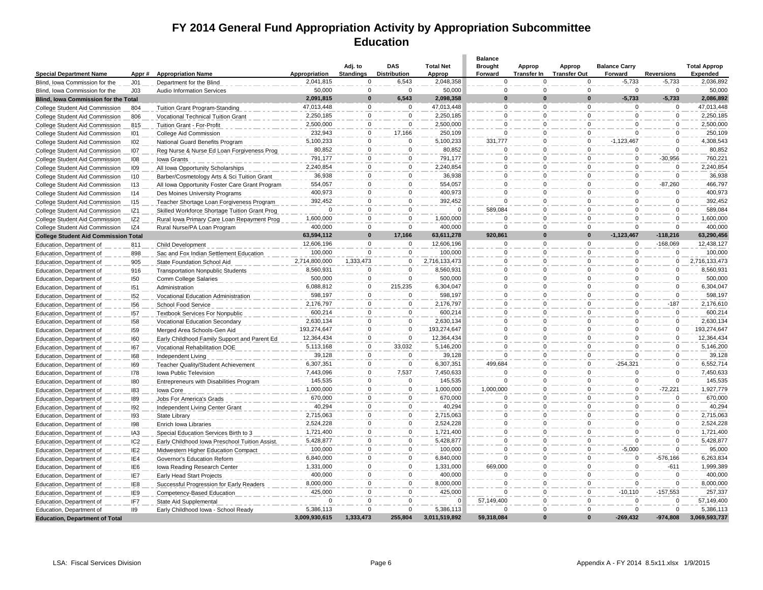# FY 2014 General Fund Appropriation Activity by Appropriation Subcommittee
## Education

| Special Department Name | Appr # | Appropriation Name | Appropriation | Adj. to Standings | DAS Distribution | Total Net Approp | Balance Brought Forward | Approp Transfer In | Approp Transfer Out | Balance Carry Forward | Reversions | Total Approp Expended |
|---|---|---|---|---|---|---|---|---|---|---|---|---|
| Blind, Iowa Commission for the | J01 | Department for the Blind | 2,041,815 | 0 | 6,543 | 2,048,358 | 0 | 0 | 0 | -5,733 | -5,733 | 2,036,892 |
| Blind, Iowa Commission for the | J03 | Audio Information Services | 50,000 | 0 | 0 | 50,000 | 0 | 0 | 0 | 0 | 0 | 50,000 |
| **Blind, Iowa Commission for the Total** | | | **2,091,815** | **0** | **6,543** | **2,098,358** | **0** | **0** | **0** | **-5,733** | **-5,733** | **2,086,892** |
| College Student Aid Commission | 804 | Tuition Grant Program-Standing | 47,013,448 | 0 | 0 | 47,013,448 | 0 | 0 | 0 | 0 | 0 | 47,013,448 |
| College Student Aid Commission | 806 | Vocational Technical Tuition Grant | 2,250,185 | 0 | 0 | 2,250,185 | 0 | 0 | 0 | 0 | 0 | 2,250,185 |
| College Student Aid Commission | 815 | Tuition Grant - For-Profit | 2,500,000 | 0 | 0 | 2,500,000 | 0 | 0 | 0 | 0 | 0 | 2,500,000 |
| College Student Aid Commission | I01 | College Aid Commission | 232,943 | 0 | 17,166 | 250,109 | 0 | 0 | 0 | 0 | 0 | 250,109 |
| College Student Aid Commission | I02 | National Guard Benefits Program | 5,100,233 | 0 | 0 | 5,100,233 | 331,777 | 0 | 0 | -1,123,467 | 0 | 4,308,543 |
| College Student Aid Commission | I07 | Reg Nurse & Nurse Ed Loan Forgiveness Prog | 80,852 | 0 | 0 | 80,852 | 0 | 0 | 0 | 0 | 0 | 80,852 |
| College Student Aid Commission | I08 | Iowa Grants | 791,177 | 0 | 0 | 791,177 | 0 | 0 | 0 | 0 | -30,956 | 760,221 |
| College Student Aid Commission | I09 | All Iowa Opportunity Scholarships | 2,240,854 | 0 | 0 | 2,240,854 | 0 | 0 | 0 | 0 | 0 | 2,240,854 |
| College Student Aid Commission | I10 | Barber/Cosmetology Arts & Sci Tuition Grant | 36,938 | 0 | 0 | 36,938 | 0 | 0 | 0 | 0 | 0 | 36,938 |
| College Student Aid Commission | I13 | All Iowa Opportunity Foster Care Grant Program | 554,057 | 0 | 0 | 554,057 | 0 | 0 | 0 | 0 | -87,260 | 466,797 |
| College Student Aid Commission | I14 | Des Moines University Programs | 400,973 | 0 | 0 | 400,973 | 0 | 0 | 0 | 0 | 0 | 400,973 |
| College Student Aid Commission | I15 | Teacher Shortage Loan Forgiveness Program | 392,452 | 0 | 0 | 392,452 | 0 | 0 | 0 | 0 | 0 | 392,452 |
| College Student Aid Commission | IZ1 | Skilled Workforce Shortage Tuition Grant Prog | 0 | 0 | 0 | 0 | 589,084 | 0 | 0 | 0 | 0 | 589,084 |
| College Student Aid Commission | IZ2 | Rural Iowa Primary Care Loan Repayment Prog | 1,600,000 | 0 | 0 | 1,600,000 | 0 | 0 | 0 | 0 | 0 | 1,600,000 |
| College Student Aid Commission | IZ4 | Rural Nurse/PA Loan Program | 400,000 | 0 | 0 | 400,000 | 0 | 0 | 0 | 0 | 0 | 400,000 |
| **College Student Aid Commission Total** | | | **63,594,112** | **0** | **17,166** | **63,611,278** | **920,861** | **0** | **0** | **-1,123,467** | **-118,216** | **63,290,456** |
| Education, Department of | 811 | Child Development | 12,606,196 | 0 | 0 | 12,606,196 | 0 | 0 | 0 | 0 | -168,069 | 12,438,127 |
| Education, Department of | 898 | Sac and Fox Indian Settlement Education | 100,000 | 0 | 0 | 100,000 | 0 | 0 | 0 | 0 | 0 | 100,000 |
| Education, Department of | 905 | State Foundation School Aid | 2,714,800,000 | 1,333,473 | 0 | 2,716,133,473 | 0 | 0 | 0 | 0 | 0 | 2,716,133,473 |
| Education, Department of | 916 | Transportation Nonpublic Students | 8,560,931 | 0 | 0 | 8,560,931 | 0 | 0 | 0 | 0 | 0 | 8,560,931 |
| Education, Department of | I50 | Comm College Salaries | 500,000 | 0 | 0 | 500,000 | 0 | 0 | 0 | 0 | 0 | 500,000 |
| Education, Department of | I51 | Administration | 6,088,812 | 0 | 215,235 | 6,304,047 | 0 | 0 | 0 | 0 | 0 | 6,304,047 |
| Education, Department of | I52 | Vocational Education Administration | 598,197 | 0 | 0 | 598,197 | 0 | 0 | 0 | 0 | 0 | 598,197 |
| Education, Department of | I56 | School Food Service | 2,176,797 | 0 | 0 | 2,176,797 | 0 | 0 | 0 | 0 | -187 | 2,176,610 |
| Education, Department of | I57 | Textbook Services For Nonpublic | 600,214 | 0 | 0 | 600,214 | 0 | 0 | 0 | 0 | 0 | 600,214 |
| Education, Department of | I58 | Vocational Education Secondary | 2,630,134 | 0 | 0 | 2,630,134 | 0 | 0 | 0 | 0 | 0 | 2,630,134 |
| Education, Department of | I59 | Merged Area Schools-Gen Aid | 193,274,647 | 0 | 0 | 193,274,647 | 0 | 0 | 0 | 0 | 0 | 193,274,647 |
| Education, Department of | I60 | Early Childhood Family Support and Parent Ed | 12,364,434 | 0 | 0 | 12,364,434 | 0 | 0 | 0 | 0 | 0 | 12,364,434 |
| Education, Department of | I67 | Vocational Rehabilitation DOE | 5,113,168 | 0 | 33,032 | 5,146,200 | 0 | 0 | 0 | 0 | 0 | 5,146,200 |
| Education, Department of | I68 | Independent Living | 39,128 | 0 | 0 | 39,128 | 0 | 0 | 0 | 0 | 0 | 39,128 |
| Education, Department of | I69 | Teacher Quality/Student Achievement | 6,307,351 | 0 | 0 | 6,307,351 | 499,684 | 0 | 0 | -254,321 | 0 | 6,552,714 |
| Education, Department of | I78 | Iowa Public Television | 7,443,096 | 0 | 7,537 | 7,450,633 | 0 | 0 | 0 | 0 | 0 | 7,450,633 |
| Education, Department of | I80 | Entrepreneurs with Disabilities Program | 145,535 | 0 | 0 | 145,535 | 0 | 0 | 0 | 0 | 0 | 145,535 |
| Education, Department of | I83 | Iowa Core | 1,000,000 | 0 | 0 | 1,000,000 | 1,000,000 | 0 | 0 | 0 | -72,221 | 1,927,779 |
| Education, Department of | I89 | Jobs For America's Grads | 670,000 | 0 | 0 | 670,000 | 0 | 0 | 0 | 0 | 0 | 670,000 |
| Education, Department of | I92 | Independent Living Center Grant | 40,294 | 0 | 0 | 40,294 | 0 | 0 | 0 | 0 | 0 | 40,294 |
| Education, Department of | I93 | State Library | 2,715,063 | 0 | 0 | 2,715,063 | 0 | 0 | 0 | 0 | 0 | 2,715,063 |
| Education, Department of | I98 | Enrich Iowa Libraries | 2,524,228 | 0 | 0 | 2,524,228 | 0 | 0 | 0 | 0 | 0 | 2,524,228 |
| Education, Department of | IA3 | Special Education Services Birth to 3 | 1,721,400 | 0 | 0 | 1,721,400 | 0 | 0 | 0 | 0 | 0 | 1,721,400 |
| Education, Department of | IC2 | Early Childhood Iowa Preschool Tuition Assist. | 5,428,877 | 0 | 0 | 5,428,877 | 0 | 0 | 0 | 0 | 0 | 5,428,877 |
| Education, Department of | IE2 | Midwestern Higher Education Compact | 100,000 | 0 | 0 | 100,000 | 0 | 0 | 0 | -5,000 | 0 | 95,000 |
| Education, Department of | IE4 | Governor's Education Reform | 6,840,000 | 0 | 0 | 6,840,000 | 0 | 0 | 0 | 0 | -576,166 | 6,263,834 |
| Education, Department of | IE6 | Iowa Reading Research Center | 1,331,000 | 0 | 0 | 1,331,000 | 669,000 | 0 | 0 | 0 | -611 | 1,999,389 |
| Education, Department of | IE7 | Early Head Start Projects | 400,000 | 0 | 0 | 400,000 | 0 | 0 | 0 | 0 | 0 | 400,000 |
| Education, Department of | IE8 | Successful Progression for Early Readers | 8,000,000 | 0 | 0 | 8,000,000 | 0 | 0 | 0 | 0 | 0 | 8,000,000 |
| Education, Department of | IE9 | Competency-Based Education | 425,000 | 0 | 0 | 425,000 | 0 | 0 | 0 | -10,110 | -157,553 | 257,337 |
| Education, Department of | IF7 | State Aid Supplemental | 0 | 0 | 0 | 0 | 57,149,400 | 0 | 0 | 0 | 0 | 57,149,400 |
| Education, Department of | II9 | Early Childhood Iowa - School Ready | 5,386,113 | 0 | 0 | 5,386,113 | 0 | 0 | 0 | 0 | 0 | 5,386,113 |
| **Education, Department of Total** | | | **3,009,930,615** | **1,333,473** | **255,804** | **3,011,519,892** | **59,318,084** | **0** | **0** | **-269,432** | **-974,808** | **3,069,593,737** |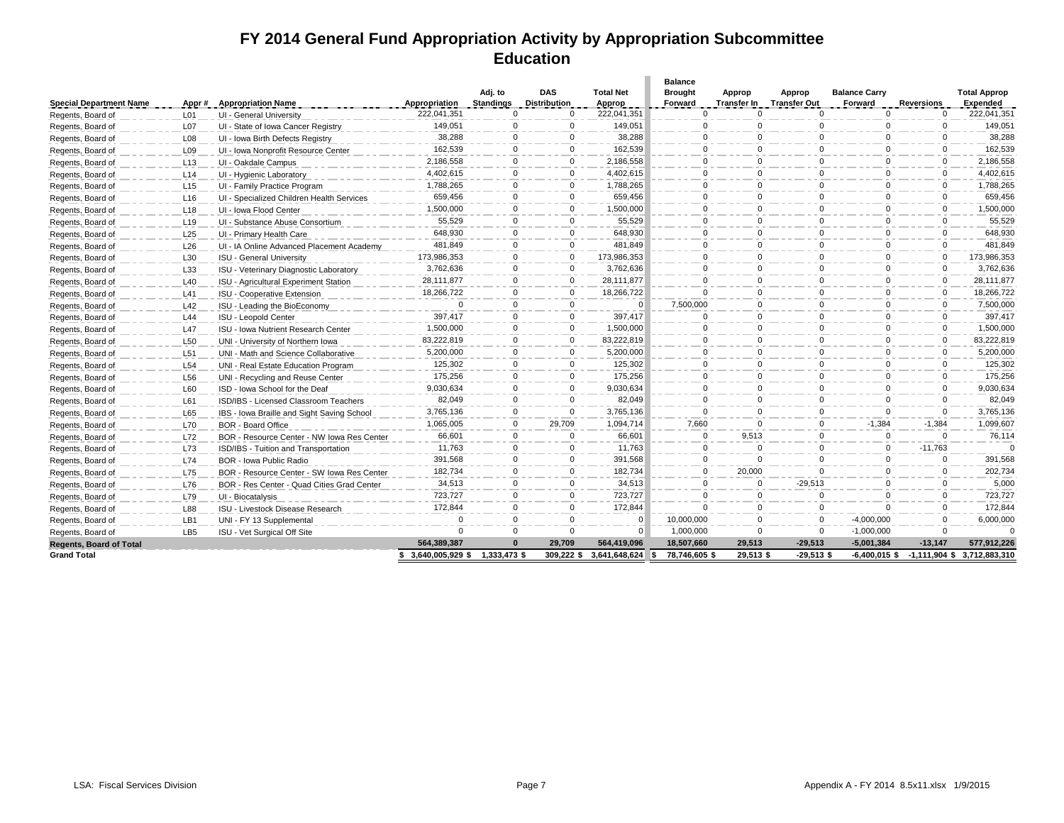# FY 2014 General Fund Appropriation Activity by Appropriation Subcommittee
## Education

| Special Department Name | Appr # | Appropriation Name | Appropriation | Adj. to Standings | DAS Distribution | Total Net Approp | Balance Brought Forward | Approp Transfer In | Approp Transfer Out | Balance Carry Forward | Reversions | Total Approp Expended |
|---|---|---|---|---|---|---|---|---|---|---|---|---|
| Regents, Board of | L01 | UI - General University | 222,041,351 | 0 | 0 | 222,041,351 | 0 | 0 | 0 | 0 | 0 | 222,041,351 |
| Regents, Board of | L07 | UI - State of Iowa Cancer Registry | 149,051 | 0 | 0 | 149,051 | 0 | 0 | 0 | 0 | 0 | 149,051 |
| Regents, Board of | L08 | UI - Iowa Birth Defects Registry | 38,288 | 0 | 0 | 38,288 | 0 | 0 | 0 | 0 | 0 | 38,288 |
| Regents, Board of | L09 | UI - Iowa Nonprofit Resource Center | 162,539 | 0 | 0 | 162,539 | 0 | 0 | 0 | 0 | 0 | 162,539 |
| Regents, Board of | L13 | UI - Oakdale Campus | 2,186,558 | 0 | 0 | 2,186,558 | 0 | 0 | 0 | 0 | 0 | 2,186,558 |
| Regents, Board of | L14 | UI - Hygienic Laboratory | 4,402,615 | 0 | 0 | 4,402,615 | 0 | 0 | 0 | 0 | 0 | 4,402,615 |
| Regents, Board of | L15 | UI - Family Practice Program | 1,788,265 | 0 | 0 | 1,788,265 | 0 | 0 | 0 | 0 | 0 | 1,788,265 |
| Regents, Board of | L16 | UI - Specialized Children Health Services | 659,456 | 0 | 0 | 659,456 | 0 | 0 | 0 | 0 | 0 | 659,456 |
| Regents, Board of | L18 | UI - Iowa Flood Center | 1,500,000 | 0 | 0 | 1,500,000 | 0 | 0 | 0 | 0 | 0 | 1,500,000 |
| Regents, Board of | L19 | UI - Substance Abuse Consortium | 55,529 | 0 | 0 | 55,529 | 0 | 0 | 0 | 0 | 0 | 55,529 |
| Regents, Board of | L25 | UI - Primary Health Care | 648,930 | 0 | 0 | 648,930 | 0 | 0 | 0 | 0 | 0 | 648,930 |
| Regents, Board of | L26 | UI - IA Online Advanced Placement Academy | 481,849 | 0 | 0 | 481,849 | 0 | 0 | 0 | 0 | 0 | 481,849 |
| Regents, Board of | L30 | ISU - General University | 173,986,353 | 0 | 0 | 173,986,353 | 0 | 0 | 0 | 0 | 0 | 173,986,353 |
| Regents, Board of | L33 | ISU - Veterinary Diagnostic Laboratory | 3,762,636 | 0 | 0 | 3,762,636 | 0 | 0 | 0 | 0 | 0 | 3,762,636 |
| Regents, Board of | L40 | ISU - Agricultural Experiment Station | 28,111,877 | 0 | 0 | 28,111,877 | 0 | 0 | 0 | 0 | 0 | 28,111,877 |
| Regents, Board of | L41 | ISU - Cooperative Extension | 18,266,722 | 0 | 0 | 18,266,722 | 0 | 0 | 0 | 0 | 0 | 18,266,722 |
| Regents, Board of | L42 | ISU - Leading the BioEconomy | 0 | 0 | 0 | 0 | 7,500,000 | 0 | 0 | 0 | 0 | 7,500,000 |
| Regents, Board of | L44 | ISU - Leopold Center | 397,417 | 0 | 0 | 397,417 | 0 | 0 | 0 | 0 | 0 | 397,417 |
| Regents, Board of | L47 | ISU - Iowa Nutrient Research Center | 1,500,000 | 0 | 0 | 1,500,000 | 0 | 0 | 0 | 0 | 0 | 1,500,000 |
| Regents, Board of | L50 | UNI - University of Northern Iowa | 83,222,819 | 0 | 0 | 83,222,819 | 0 | 0 | 0 | 0 | 0 | 83,222,819 |
| Regents, Board of | L51 | UNI - Math and Science Collaborative | 5,200,000 | 0 | 0 | 5,200,000 | 0 | 0 | 0 | 0 | 0 | 5,200,000 |
| Regents, Board of | L54 | UNI - Real Estate Education Program | 125,302 | 0 | 0 | 125,302 | 0 | 0 | 0 | 0 | 0 | 125,302 |
| Regents, Board of | L56 | UNI - Recycling and Reuse Center | 175,256 | 0 | 0 | 175,256 | 0 | 0 | 0 | 0 | 0 | 175,256 |
| Regents, Board of | L60 | ISD - Iowa School for the Deaf | 9,030,634 | 0 | 0 | 9,030,634 | 0 | 0 | 0 | 0 | 0 | 9,030,634 |
| Regents, Board of | L61 | ISD/IBS - Licensed Classroom Teachers | 82,049 | 0 | 0 | 82,049 | 0 | 0 | 0 | 0 | 0 | 82,049 |
| Regents, Board of | L65 | IBS - Iowa Braille and Sight Saving School | 3,765,136 | 0 | 0 | 3,765,136 | 0 | 0 | 0 | 0 | 0 | 3,765,136 |
| Regents, Board of | L70 | BOR - Board Office | 1,065,005 | 0 | 29,709 | 1,094,714 | 7,660 | 0 | 0 | -1,384 | -1,384 | 1,099,607 |
| Regents, Board of | L72 | BOR - Resource Center - NW Iowa Res Center | 66,601 | 0 | 0 | 66,601 | 0 | 9,513 | 0 | 0 | 0 | 76,114 |
| Regents, Board of | L73 | ISD/IBS - Tuition and Transportation | 11,763 | 0 | 0 | 11,763 | 0 | 0 | 0 | 0 | -11,763 | 0 |
| Regents, Board of | L74 | BOR - Iowa Public Radio | 391,568 | 0 | 0 | 391,568 | 0 | 0 | 0 | 0 | 0 | 391,568 |
| Regents, Board of | L75 | BOR - Resource Center - SW Iowa Res Center | 182,734 | 0 | 0 | 182,734 | 0 | 20,000 | 0 | 0 | 0 | 202,734 |
| Regents, Board of | L76 | BOR - Res Center - Quad Cities Grad Center | 34,513 | 0 | 0 | 34,513 | 0 | 0 | -29,513 | 0 | 0 | 5,000 |
| Regents, Board of | L79 | UI - Biocatalysis | 723,727 | 0 | 0 | 723,727 | 0 | 0 | 0 | 0 | 0 | 723,727 |
| Regents, Board of | L88 | ISU - Livestock Disease Research | 172,844 | 0 | 0 | 172,844 | 0 | 0 | 0 | 0 | 0 | 172,844 |
| Regents, Board of | LB1 | UNI - FY 13 Supplemental | 0 | 0 | 0 | 0 | 10,000,000 | 0 | 0 | -4,000,000 | 0 | 6,000,000 |
| Regents, Board of | LB5 | ISU - Vet Surgical Off Site | 0 | 0 | 0 | 0 | 1,000,000 | 0 | 0 | -1,000,000 | 0 | 0 |
| **Regents, Board of Total** | | | **564,389,387** | **0** | **29,709** | **564,419,096** | **18,507,660** | **29,513** | **-29,513** | **-5,001,384** | **-13,147** | **577,912,226** |
| **Grand Total** | | | **$ 3,640,005,929 $** | **1,333,473 $** | **309,222 $** | **3,641,648,624 $** | **78,746,605 $** | **29,513 $** | **-29,513 $** | **-6,400,015 $** | **-1,111,904 $** | **3,712,883,310** |

LSA: Fiscal Services Division | Appendix A - FY 2014 8.5x11.xlsx 1/9/2015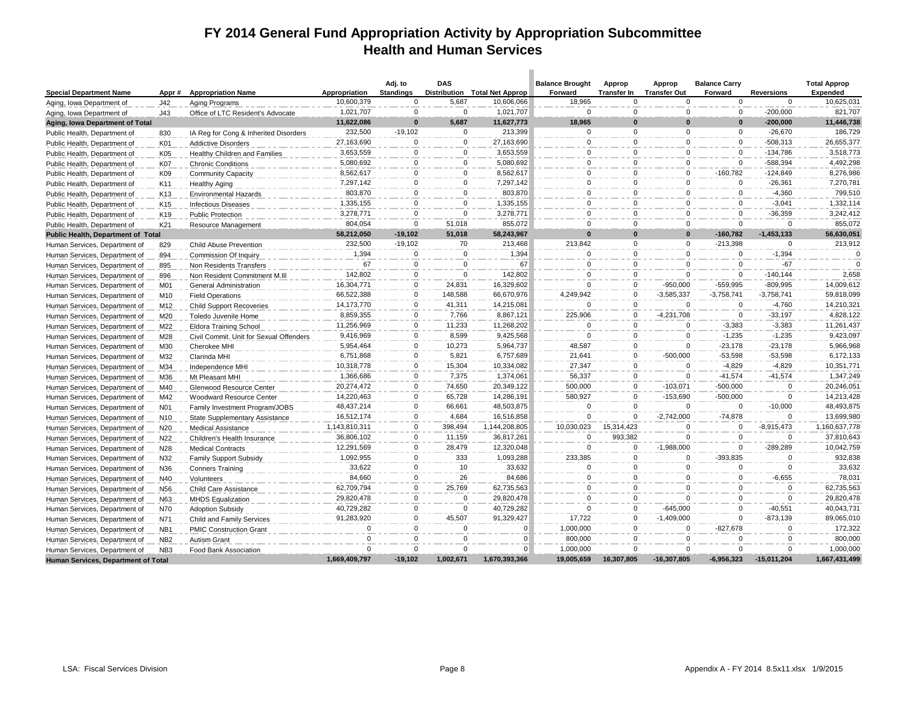# FY 2014 General Fund Appropriation Activity by Appropriation Subcommittee
## Health and Human Services

| Special Department Name | Appr # | Appropriation Name | Appropriation | Adj. to Standings | DAS Distribution | Total Net Approp | Balance Brought Forward | Approp Transfer In | Approp Transfer Out | Balance Carry Forward | Reversions | Total Approp Expended |
|---|---|---|---|---|---|---|---|---|---|---|---|---|
| Aging, Iowa Department of | J42 | Aging Programs | 10,600,379 | 0 | 5,687 | 10,606,066 | 18,965 | 0 | 0 | 0 | 0 | 10,625,031 |
| Aging, Iowa Department of | J43 | Office of LTC Resident's Advocate | 1,021,707 | 0 | 0 | 1,021,707 | 0 | 0 | 0 | 0 | -200,000 | 821,707 |
| **Aging, Iowa Department of Total** | | | **11,622,086** | **0** | **5,687** | **11,627,773** | **18,965** | **0** | **0** | **0** | **-200,000** | **11,446,738** |
| Public Health, Department of | 830 | IA Reg for Cong & Inherited Disorders | 232,500 | -19,102 | 0 | 213,399 | 0 | 0 | 0 | 0 | -26,670 | 186,729 |
| Public Health, Department of | K01 | Addictive Disorders | 27,163,690 | 0 | 0 | 27,163,690 | 0 | 0 | 0 | 0 | -508,313 | 26,655,377 |
| Public Health, Department of | K05 | Healthy Children and Families | 3,653,559 | 0 | 0 | 3,653,559 | 0 | 0 | 0 | 0 | -134,786 | 3,518,773 |
| Public Health, Department of | K07 | Chronic Conditions | 5,080,692 | 0 | 0 | 5,080,692 | 0 | 0 | 0 | 0 | -588,394 | 4,492,298 |
| Public Health, Department of | K09 | Community Capacity | 8,562,617 | 0 | 0 | 8,562,617 | 0 | 0 | 0 | -160,782 | -124,849 | 8,276,986 |
| Public Health, Department of | K11 | Healthy Aging | 7,297,142 | 0 | 0 | 7,297,142 | 0 | 0 | 0 | 0 | -26,361 | 7,270,781 |
| Public Health, Department of | K13 | Environmental Hazards | 803,870 | 0 | 0 | 803,870 | 0 | 0 | 0 | 0 | -4,360 | 799,510 |
| Public Health, Department of | K15 | Infectious Diseases | 1,335,155 | 0 | 0 | 1,335,155 | 0 | 0 | 0 | 0 | -3,041 | 1,332,114 |
| Public Health, Department of | K19 | Public Protection | 3,278,771 | 0 | 0 | 3,278,771 | 0 | 0 | 0 | 0 | -36,359 | 3,242,412 |
| Public Health, Department of | K21 | Resource Management | 804,054 | 0 | 51,018 | 855,072 | 0 | 0 | 0 | 0 | 0 | 855,072 |
| **Public Health, Department of Total** | | | **58,212,050** | **-19,102** | **51,018** | **58,243,967** | **0** | **0** | **0** | **-160,782** | **-1,453,133** | **56,630,051** |
| Human Services, Department of | 829 | Child Abuse Prevention | 232,500 | -19,102 | 70 | 213,468 | 213,842 | 0 | 0 | -213,398 | 0 | 213,912 |
| Human Services, Department of | 894 | Commission Of Inquiry | 1,394 | 0 | 0 | 1,394 | 0 | 0 | 0 | 0 | -1,394 | 0 |
| Human Services, Department of | 895 | Non Residents Transfers | 67 | 0 | 0 | 67 | 0 | 0 | 0 | 0 | -67 | 0 |
| Human Services, Department of | 896 | Non Resident Commitment M.Ill | 142,802 | 0 | 0 | 142,802 | 0 | 0 | 0 | 0 | -140,144 | 2,658 |
| Human Services, Department of | M01 | General Administration | 16,304,771 | 0 | 24,831 | 16,329,602 | 0 | 0 | -950,000 | -559,995 | -809,995 | 14,009,612 |
| Human Services, Department of | M10 | Field Operations | 66,522,388 | 0 | 148,588 | 66,670,976 | 4,249,942 | 0 | -3,585,337 | -3,758,741 | -3,758,741 | 59,818,099 |
| Human Services, Department of | M12 | Child Support Recoveries | 14,173,770 | 0 | 41,311 | 14,215,081 | 0 | 0 | 0 | 0 | -4,760 | 14,210,321 |
| Human Services, Department of | M20 | Toledo Juvenile Home | 8,859,355 | 0 | 7,766 | 8,867,121 | 225,906 | 0 | -4,231,708 | 0 | -33,197 | 4,828,122 |
| Human Services, Department of | M22 | Eldora Training School | 11,256,969 | 0 | 11,233 | 11,268,202 | 0 | 0 | 0 | -3,383 | -3,383 | 11,261,437 |
| Human Services, Department of | M28 | Civil Commit. Unit for Sexual Offenders | 9,416,969 | 0 | 8,599 | 9,425,568 | 0 | 0 | 0 | -1,235 | -1,235 | 9,423,097 |
| Human Services, Department of | M30 | Cherokee MHI | 5,954,464 | 0 | 10,273 | 5,964,737 | 48,587 | 0 | 0 | -23,178 | -23,178 | 5,966,968 |
| Human Services, Department of | M32 | Clarinda MHI | 6,751,868 | 0 | 5,821 | 6,757,689 | 21,641 | 0 | -500,000 | -53,598 | -53,598 | 6,172,133 |
| Human Services, Department of | M34 | Independence MHI | 10,318,778 | 0 | 15,304 | 10,334,082 | 27,347 | 0 | 0 | -4,829 | -4,829 | 10,351,771 |
| Human Services, Department of | M36 | Mt Pleasant MHI | 1,366,686 | 0 | 7,375 | 1,374,061 | 56,337 | 0 | 0 | -41,574 | -41,574 | 1,347,249 |
| Human Services, Department of | M40 | Glenwood Resource Center | 20,274,472 | 0 | 74,650 | 20,349,122 | 500,000 | 0 | -103,071 | -500,000 | 0 | 20,246,051 |
| Human Services, Department of | M42 | Woodward Resource Center | 14,220,463 | 0 | 65,728 | 14,286,191 | 580,927 | 0 | -153,690 | -500,000 | 0 | 14,213,428 |
| Human Services, Department of | N01 | Family Investment Program/JOBS | 48,437,214 | 0 | 66,661 | 48,503,875 | 0 | 0 | 0 | 0 | -10,000 | 48,493,875 |
| Human Services, Department of | N10 | State Supplementary Assistance | 16,512,174 | 0 | 4,684 | 16,516,858 | 0 | 0 | -2,742,000 | -74,878 | 0 | 13,699,980 |
| Human Services, Department of | N20 | Medical Assistance | 1,143,810,311 | 0 | 398,494 | 1,144,208,805 | 10,030,023 | 15,314,423 | 0 | 0 | -8,915,473 | 1,160,637,778 |
| Human Services, Department of | N22 | Children's Health Insurance | 36,806,102 | 0 | 11,159 | 36,817,261 | 0 | 993,382 | 0 | 0 | 0 | 37,810,643 |
| Human Services, Department of | N28 | Medical Contracts | 12,291,569 | 0 | 28,479 | 12,320,048 | 0 | 0 | -1,988,000 | 0 | -289,289 | 10,042,759 |
| Human Services, Department of | N32 | Family Support Subsidy | 1,092,955 | 0 | 333 | 1,093,288 | 233,385 | 0 | 0 | -393,835 | 0 | 932,838 |
| Human Services, Department of | N36 | Conners Training | 33,622 | 0 | 10 | 33,632 | 0 | 0 | 0 | 0 | 0 | 33,632 |
| Human Services, Department of | N40 | Volunteers | 84,660 | 0 | 26 | 84,686 | 0 | 0 | 0 | 0 | -6,655 | 78,031 |
| Human Services, Department of | N56 | Child Care Assistance | 62,709,794 | 0 | 25,769 | 62,735,563 | 0 | 0 | 0 | 0 | 0 | 62,735,563 |
| Human Services, Department of | N63 | MHDS Equalization | 29,820,478 | 0 | 0 | 29,820,478 | 0 | 0 | 0 | 0 | 0 | 29,820,478 |
| Human Services, Department of | N70 | Adoption Subsidy | 40,729,282 | 0 | 0 | 40,729,282 | 0 | 0 | -645,000 | 0 | -40,551 | 40,043,731 |
| Human Services, Department of | N71 | Child and Family Services | 91,283,920 | 0 | 45,507 | 91,329,427 | 17,722 | 0 | -1,409,000 | 0 | -873,139 | 89,065,010 |
| Human Services, Department of | NB1 | PMIC Construction Grant | 0 | 0 | 0 | 0 | 1,000,000 | 0 | 0 | -827,678 | 0 | 172,322 |
| Human Services, Department of | NB2 | Autism Grant | 0 | 0 | 0 | 0 | 800,000 | 0 | 0 | 0 | 0 | 800,000 |
| Human Services, Department of | NB3 | Food Bank Association | 0 | 0 | 0 | 0 | 1,000,000 | 0 | 0 | 0 | 0 | 1,000,000 |
| **Human Services, Department of Total** | | | **1,669,409,797** | **-19,102** | **1,002,671** | **1,670,393,366** | **19,005,659** | **16,307,805** | **-16,307,805** | **-6,956,323** | **-15,011,204** | **1,667,431,499** |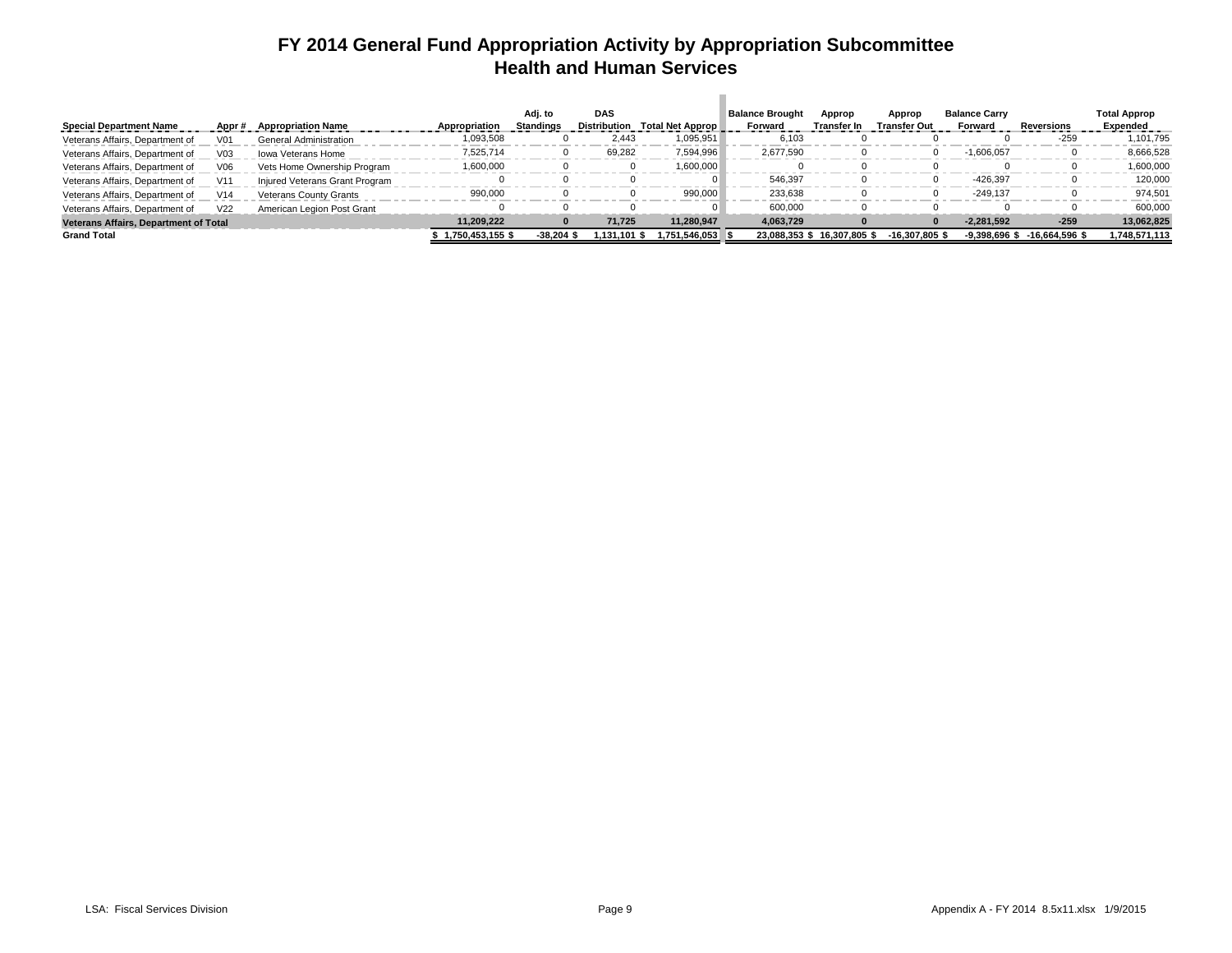# FY 2014 General Fund Appropriation Activity by Appropriation Subcommittee
## Health and Human Services

| Special Department Name | Appr # | Appropriation Name | Appropriation | Adj. to Standings | DAS Distribution | Total Net Approp | Balance Brought Forward | Approp Transfer In | Approp Transfer Out | Balance Carry Forward | Reversions | Total Approp Expended |
|---|---|---|---|---|---|---|---|---|---|---|---|---|
| Veterans Affairs, Department of | V01 | General Administration | 1,093,508 | 0 | 2,443 | 1,095,951 | 6,103 | 0 | 0 | 0 | -259 | 1,101,795 |
| Veterans Affairs, Department of | V03 | Iowa Veterans Home | 7,525,714 | 0 | 69,282 | 7,594,996 | 2,677,590 | 0 | 0 | -1,606,057 | 0 | 8,666,528 |
| Veterans Affairs, Department of | V06 | Vets Home Ownership Program | 1,600,000 | 0 | 0 | 1,600,000 | 0 | 0 | 0 | 0 | 0 | 1,600,000 |
| Veterans Affairs, Department of | V11 | Injured Veterans Grant Program | 0 | 0 | 0 | 0 | 546,397 | 0 | 0 | -426,397 | 0 | 120,000 |
| Veterans Affairs, Department of | V14 | Veterans County Grants | 990,000 | 0 | 0 | 990,000 | 233,638 | 0 | 0 | -249,137 | 0 | 974,501 |
| Veterans Affairs, Department of | V22 | American Legion Post Grant | 0 | 0 | 0 | 0 | 600,000 | 0 | 0 | 0 | 0 | 600,000 |
| **Veterans Affairs, Department of Total** | | | **11,209,222** | **0** | **71,725** | **11,280,947** | **4,063,729** | **0** | **0** | **-2,281,592** | **-259** | **13,062,825** |
| **Grand Total** | | | **$ 1,750,453,155 $** | **-38,204 $** | **1,131,101 $** | **1,751,546,053 $** | **23,088,353 $** | **16,307,805 $** | **-16,307,805 $** | **-9,398,696 $** | **-16,664,596 $** | **1,748,571,113** |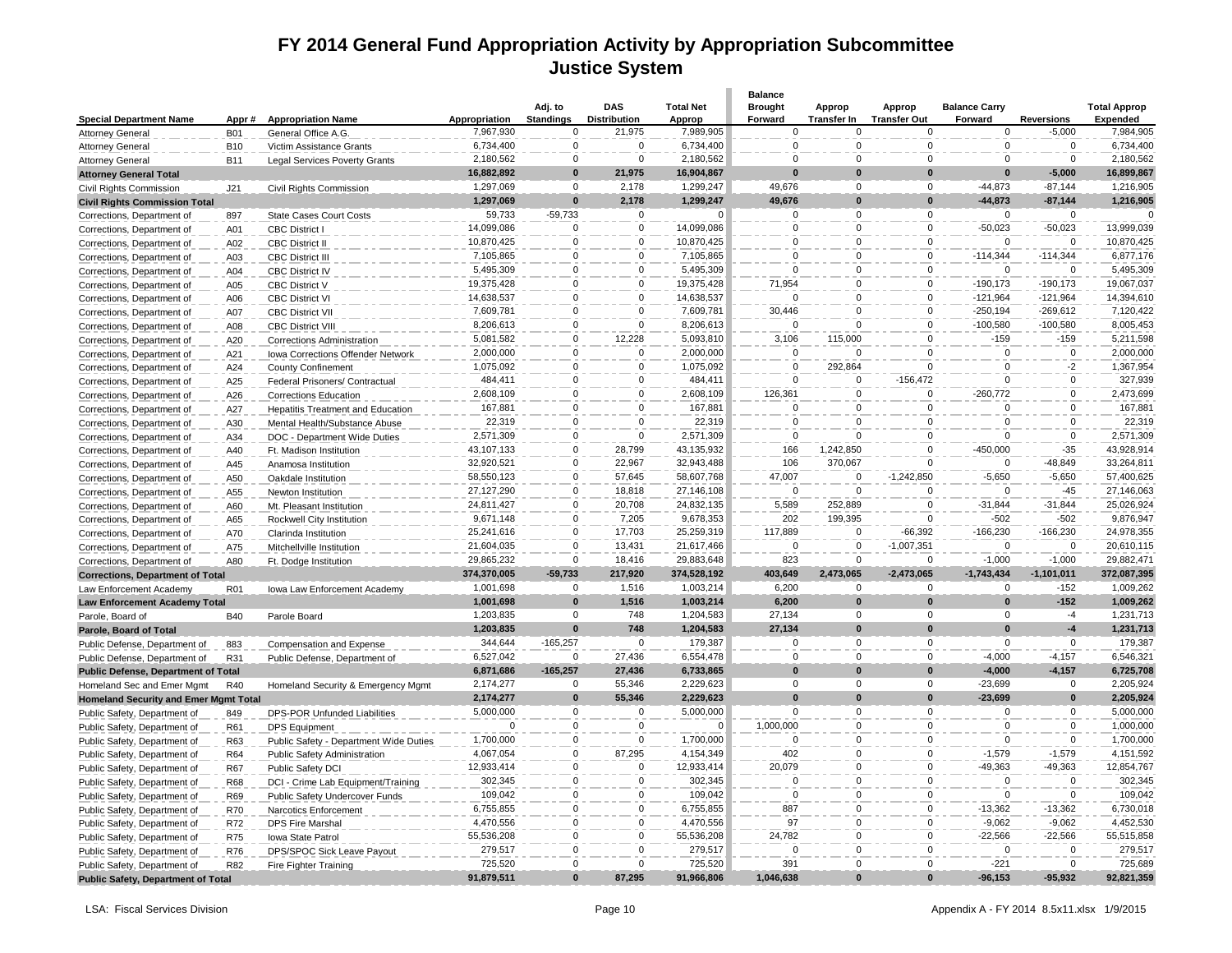# FY 2014 General Fund Appropriation Activity by Appropriation Subcommittee
## Justice System

| Special Department Name | Appr # | Appropriation Name | Appropriation | Adj. to Standings | DAS Distribution | Total Net Approp | Balance Brought Forward | Approp Transfer In | Approp Transfer Out | Balance Carry Forward | Reversions | Total Approp Expended |
|---|---|---|---|---|---|---|---|---|---|---|---|---|
| Attorney General | B01 | General Office A.G. | 7,967,930 | 0 | 21,975 | 7,989,905 | 0 | 0 | 0 | 0 | -5,000 | 7,984,905 |
| Attorney General | B10 | Victim Assistance Grants | 6,734,400 | 0 | 0 | 6,734,400 | 0 | 0 | 0 | 0 | 0 | 6,734,400 |
| Attorney General | B11 | Legal Services Poverty Grants | 2,180,562 | 0 | 0 | 2,180,562 | 0 | 0 | 0 | 0 | 0 | 2,180,562 |
| **Attorney General Total** | | | **16,882,892** | **0** | **21,975** | **16,904,867** | **0** | **0** | **0** | **0** | **-5,000** | **16,899,867** |
| Civil Rights Commission | J21 | Civil Rights Commission | 1,297,069 | 0 | 2,178 | 1,299,247 | 49,676 | 0 | 0 | -44,873 | -87,144 | 1,216,905 |
| **Civil Rights Commission Total** | | | **1,297,069** | **0** | **2,178** | **1,299,247** | **49,676** | **0** | **0** | **-44,873** | **-87,144** | **1,216,905** |
| Corrections, Department of | 897 | State Cases Court Costs | 59,733 | -59,733 | 0 | 0 | 0 | 0 | 0 | 0 | 0 | 0 |
| Corrections, Department of | A01 | CBC District I | 14,099,086 | 0 | 0 | 14,099,086 | 0 | 0 | 0 | -50,023 | -50,023 | 13,999,039 |
| Corrections, Department of | A02 | CBC District II | 10,870,425 | 0 | 0 | 10,870,425 | 0 | 0 | 0 | 0 | 0 | 10,870,425 |
| Corrections, Department of | A03 | CBC District III | 7,105,865 | 0 | 0 | 7,105,865 | 0 | 0 | 0 | -114,344 | -114,344 | 6,877,176 |
| Corrections, Department of | A04 | CBC District IV | 5,495,309 | 0 | 0 | 5,495,309 | 0 | 0 | 0 | 0 | 0 | 5,495,309 |
| Corrections, Department of | A05 | CBC District V | 19,375,428 | 0 | 0 | 19,375,428 | 71,954 | 0 | 0 | -190,173 | -190,173 | 19,067,037 |
| Corrections, Department of | A06 | CBC District VI | 14,638,537 | 0 | 0 | 14,638,537 | 0 | 0 | 0 | -121,964 | -121,964 | 14,394,610 |
| Corrections, Department of | A07 | CBC District VII | 7,609,781 | 0 | 0 | 7,609,781 | 30,446 | 0 | 0 | -250,194 | -269,612 | 7,120,422 |
| Corrections, Department of | A08 | CBC District VIII | 8,206,613 | 0 | 0 | 8,206,613 | 0 | 0 | 0 | -100,580 | -100,580 | 8,005,453 |
| Corrections, Department of | A20 | Corrections Administration | 5,081,582 | 0 | 12,228 | 5,093,810 | 3,106 | 115,000 | 0 | -159 | -159 | 5,211,598 |
| Corrections, Department of | A21 | Iowa Corrections Offender Network | 2,000,000 | 0 | 0 | 2,000,000 | 0 | 0 | 0 | 0 | 0 | 2,000,000 |
| Corrections, Department of | A24 | County Confinement | 1,075,092 | 0 | 0 | 1,075,092 | 0 | 292,864 | 0 | 0 | -2 | 1,367,954 |
| Corrections, Department of | A25 | Federal Prisoners/ Contractual | 484,411 | 0 | 0 | 484,411 | 0 | 0 | -156,472 | 0 | 0 | 327,939 |
| Corrections, Department of | A26 | Corrections Education | 2,608,109 | 0 | 0 | 2,608,109 | 126,361 | 0 | 0 | -260,772 | 0 | 2,473,699 |
| Corrections, Department of | A27 | Hepatitis Treatment and Education | 167,881 | 0 | 0 | 167,881 | 0 | 0 | 0 | 0 | 0 | 167,881 |
| Corrections, Department of | A30 | Mental Health/Substance Abuse | 22,319 | 0 | 0 | 22,319 | 0 | 0 | 0 | 0 | 0 | 22,319 |
| Corrections, Department of | A34 | DOC - Department Wide Duties | 2,571,309 | 0 | 0 | 2,571,309 | 0 | 0 | 0 | 0 | 0 | 2,571,309 |
| Corrections, Department of | A40 | Ft. Madison Institution | 43,107,133 | 0 | 28,799 | 43,135,932 | 166 | 1,242,850 | 0 | -450,000 | -35 | 43,928,914 |
| Corrections, Department of | A45 | Anamosa Institution | 32,920,521 | 0 | 22,967 | 32,943,488 | 106 | 370,067 | 0 | 0 | -48,849 | 33,264,811 |
| Corrections, Department of | A50 | Oakdale Institution | 58,550,123 | 0 | 57,645 | 58,607,768 | 47,007 | 0 | -1,242,850 | -5,650 | -5,650 | 57,400,625 |
| Corrections, Department of | A55 | Newton Institution | 27,127,290 | 0 | 18,818 | 27,146,108 | 0 | 0 | 0 | 0 | -45 | 27,146,063 |
| Corrections, Department of | A60 | Mt. Pleasant Institution | 24,811,427 | 0 | 20,708 | 24,832,135 | 5,589 | 252,889 | 0 | -31,844 | -31,844 | 25,026,924 |
| Corrections, Department of | A65 | Rockwell City Institution | 9,671,148 | 0 | 7,205 | 9,678,353 | 202 | 199,395 | 0 | -502 | -502 | 9,876,947 |
| Corrections, Department of | A70 | Clarinda Institution | 25,241,616 | 0 | 17,703 | 25,259,319 | 117,889 | 0 | -66,392 | -166,230 | -166,230 | 24,978,355 |
| Corrections, Department of | A75 | Mitchellville Institution | 21,604,035 | 0 | 13,431 | 21,617,466 | 0 | 0 | -1,007,351 | 0 | 0 | 20,610,115 |
| Corrections, Department of | A80 | Ft. Dodge Institution | 29,865,232 | 0 | 18,416 | 29,883,648 | 823 | 0 | 0 | -1,000 | -1,000 | 29,882,471 |
| **Corrections, Department of Total** | | | **374,370,005** | **-59,733** | **217,920** | **374,528,192** | **403,649** | **2,473,065** | **-2,473,065** | **-1,743,434** | **-1,101,011** | **372,087,395** |
| Law Enforcement Academy | R01 | Iowa Law Enforcement Academy | 1,001,698 | 0 | 1,516 | 1,003,214 | 6,200 | 0 | 0 | 0 | -152 | 1,009,262 |
| **Law Enforcement Academy Total** | | | **1,001,698** | **0** | **1,516** | **1,003,214** | **6,200** | **0** | **0** | **0** | **-152** | **1,009,262** |
| Parole, Board of | B40 | Parole Board | 1,203,835 | 0 | 748 | 1,204,583 | 27,134 | 0 | 0 | 0 | -4 | 1,231,713 |
| **Parole, Board of Total** | | | **1,203,835** | **0** | **748** | **1,204,583** | **27,134** | **0** | **0** | **0** | **-4** | **1,231,713** |
| Public Defense, Department of | 883 | Compensation and Expense | 344,644 | -165,257 | 0 | 179,387 | 0 | 0 | 0 | 0 | 0 | 179,387 |
| Public Defense, Department of | R31 | Public Defense, Department of | 6,527,042 | 0 | 27,436 | 6,554,478 | 0 | 0 | 0 | -4,000 | -4,157 | 6,546,321 |
| **Public Defense, Department of Total** | | | **6,871,686** | **-165,257** | **27,436** | **6,733,865** | **0** | **0** | **0** | **-4,000** | **-4,157** | **6,725,708** |
| Homeland Sec and Emer Mgmt | R40 | Homeland Security & Emergency Mgmt | 2,174,277 | 0 | 55,346 | 2,229,623 | 0 | 0 | 0 | -23,699 | 0 | 2,205,924 |
| **Homeland Security and Emer Mgmt Total** | | | **2,174,277** | **0** | **55,346** | **2,229,623** | **0** | **0** | **0** | **-23,699** | **0** | **2,205,924** |
| Public Safety, Department of | 849 | DPS-POR Unfunded Liabilities | 5,000,000 | 0 | 0 | 5,000,000 | 0 | 0 | 0 | 0 | 0 | 5,000,000 |
| Public Safety, Department of | R61 | DPS Equipment | 0 | 0 | 0 | 0 | 1,000,000 | 0 | 0 | 0 | 0 | 1,000,000 |
| Public Safety, Department of | R63 | Public Safety - Department Wide Duties | 1,700,000 | 0 | 0 | 1,700,000 | 0 | 0 | 0 | 0 | 0 | 1,700,000 |
| Public Safety, Department of | R64 | Public Safety Administration | 4,067,054 | 0 | 87,295 | 4,154,349 | 402 | 0 | 0 | -1,579 | -1,579 | 4,151,592 |
| Public Safety, Department of | R67 | Public Safety DCI | 12,933,414 | 0 | 0 | 12,933,414 | 20,079 | 0 | 0 | -49,363 | -49,363 | 12,854,767 |
| Public Safety, Department of | R68 | DCI - Crime Lab Equipment/Training | 302,345 | 0 | 0 | 302,345 | 0 | 0 | 0 | 0 | 0 | 302,345 |
| Public Safety, Department of | R69 | Public Safety Undercover Funds | 109,042 | 0 | 0 | 109,042 | 0 | 0 | 0 | 0 | 0 | 109,042 |
| Public Safety, Department of | R70 | Narcotics Enforcement | 6,755,855 | 0 | 0 | 6,755,855 | 887 | 0 | 0 | -13,362 | -13,362 | 6,730,018 |
| Public Safety, Department of | R72 | DPS Fire Marshal | 4,470,556 | 0 | 0 | 4,470,556 | 97 | 0 | 0 | -9,062 | -9,062 | 4,452,530 |
| Public Safety, Department of | R75 | Iowa State Patrol | 55,536,208 | 0 | 0 | 55,536,208 | 24,782 | 0 | 0 | -22,566 | -22,566 | 55,515,858 |
| Public Safety, Department of | R76 | DPS/SPOC Sick Leave Payout | 279,517 | 0 | 0 | 279,517 | 0 | 0 | 0 | 0 | 0 | 279,517 |
| Public Safety, Department of | R82 | Fire Fighter Training | 725,520 | 0 | 0 | 725,520 | 391 | 0 | 0 | -221 | 0 | 725,689 |
| **Public Safety, Department of Total** | | | **91,879,511** | **0** | **87,295** | **91,966,806** | **1,046,638** | **0** | **0** | **-96,153** | **-95,932** | **92,821,359** |

LSA: Fiscal Services Division | Appendix A - FY 2014 8.5x11.xlsx 1/9/2015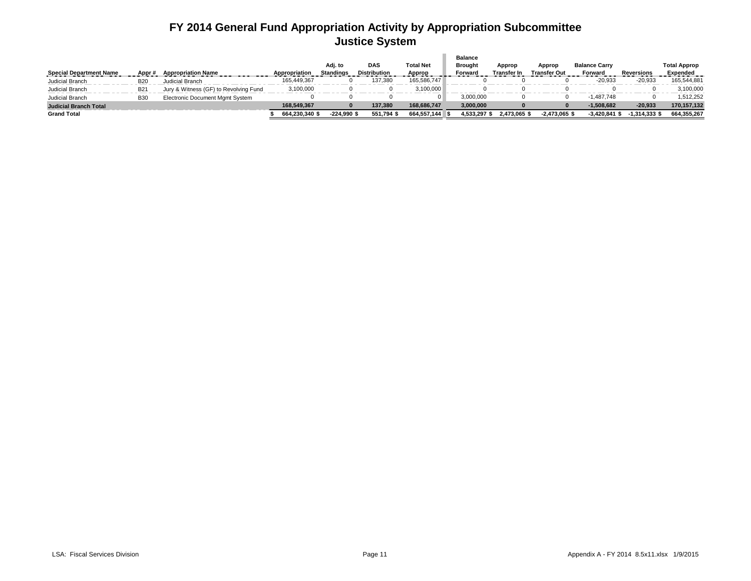# FY 2014 General Fund Appropriation Activity by Appropriation Subcommittee
## Justice System

| Special Department Name | Appr # | Appropriation Name | Appropriation | Adj. to Standings | DAS Distribution | Total Net Approp | Balance Brought Forward | Approp Transfer In | Approp Transfer Out | Balance Carry Forward | Reversions | Total Approp Expended |
|---|---|---|---|---|---|---|---|---|---|---|---|---|
| Judicial Branch | B20 | Judicial Branch | 165,449,367 | 0 | 137,380 | 165,586,747 | 0 | 0 | 0 | -20,933 | -20,933 | 165,544,881 |
| Judicial Branch | B21 | Jury & Witness (GF) to Revolving Fund | 3,100,000 | 0 | 0 | 3,100,000 | 0 | 0 | 0 | 0 | 0 | 3,100,000 |
| Judicial Branch | B30 | Electronic Document Mgmt System | 0 | 0 | 0 | 0 | 3,000,000 | 0 | 0 | -1,487,748 | 0 | 1,512,252 |
| **Judicial Branch Total** | | | **168,549,367** | **0** | **137,380** | **168,686,747** | **3,000,000** | **0** | **0** | **-1,508,682** | **-20,933** | **170,157,132** |
| **Grand Total** | | | **$ 664,230,340** | **$ -224,990** | **$ 551,794** | **$ 664,557,144** | **$ 4,533,297** | **$ 2,473,065** | **$ -2,473,065** | **$ -3,420,841** | **$ -1,314,333** | **$ 664,355,267** |

LSA: Fiscal Services Division

Appendix A - FY 2014 8.5x11.xlsx 1/9/2015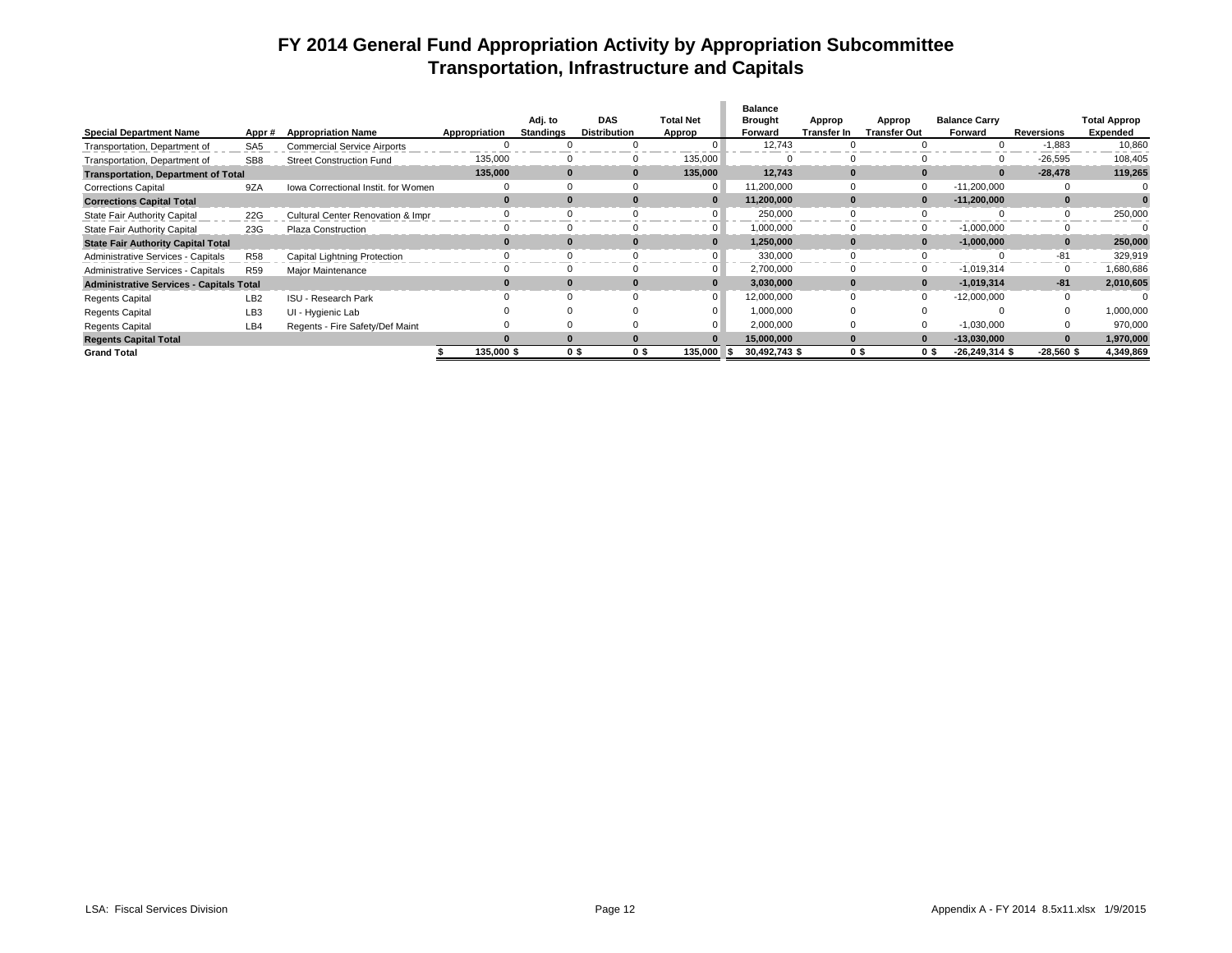# FY 2014 General Fund Appropriation Activity by Appropriation Subcommittee
## Transportation, Infrastructure and Capitals

| Special Department Name | Appr # | Appropriation Name | Appropriation | Adj. to Standings | DAS Distribution | Total Net Approp | Balance Brought Forward | Approp Transfer In | Approp Transfer Out | Balance Carry Forward | Reversions | Total Approp Expended |
|---|---|---|---|---|---|---|---|---|---|---|---|---|
| Transportation, Department of | SA5 | Commercial Service Airports | 0 | 0 | 0 | 0 | 12,743 | 0 | 0 | 0 | -1,883 | 10,860 |
| Transportation, Department of | SB8 | Street Construction Fund | 135,000 | 0 | 0 | 135,000 | 0 | 0 | 0 | 0 | -26,595 | 108,405 |
| **Transportation, Department of Total** | | | **135,000** | **0** | **0** | **135,000** | **12,743** | **0** | **0** | **0** | **-28,478** | **119,265** |
| Corrections Capital | 9ZA | Iowa Correctional Instit. for Women | 0 | 0 | 0 | 0 | 11,200,000 | 0 | 0 | -11,200,000 | 0 | 0 |
| **Corrections Capital Total** | | | **0** | **0** | **0** | **0** | **11,200,000** | **0** | **0** | **-11,200,000** | **0** | **0** |
| State Fair Authority Capital | 22G | Cultural Center Renovation & Impr | 0 | 0 | 0 | 0 | 250,000 | 0 | 0 | 0 | 0 | 250,000 |
| State Fair Authority Capital | 23G | Plaza Construction | 0 | 0 | 0 | 0 | 1,000,000 | 0 | 0 | -1,000,000 | 0 | 0 |
| **State Fair Authority Capital Total** | | | **0** | **0** | **0** | **0** | **1,250,000** | **0** | **0** | **-1,000,000** | **0** | **250,000** |
| Administrative Services - Capitals | R58 | Capital Lightning Protection | 0 | 0 | 0 | 0 | 330,000 | 0 | 0 | 0 | -81 | 329,919 |
| Administrative Services - Capitals | R59 | Major Maintenance | 0 | 0 | 0 | 0 | 2,700,000 | 0 | 0 | -1,019,314 | 0 | 1,680,686 |
| **Administrative Services - Capitals Total** | | | **0** | **0** | **0** | **0** | **3,030,000** | **0** | **0** | **-1,019,314** | **-81** | **2,010,605** |
| Regents Capital | LB2 | ISU - Research Park | 0 | 0 | 0 | 0 | 12,000,000 | 0 | 0 | -12,000,000 | 0 | 0 |
| Regents Capital | LB3 | UI - Hygienic Lab | 0 | 0 | 0 | 0 | 1,000,000 | 0 | 0 | 0 | 0 | 1,000,000 |
| Regents Capital | LB4 | Regents - Fire Safety/Def Maint | 0 | 0 | 0 | 0 | 2,000,000 | 0 | 0 | -1,030,000 | 0 | 970,000 |
| **Regents Capital Total** | | | **0** | **0** | **0** | **0** | **15,000,000** | **0** | **0** | **-13,030,000** | **0** | **1,970,000** |
| **Grand Total** | | | **$ 135,000** | **$ 0** | **$ 0** | **$ 135,000** | **$ 30,492,743** | **$ 0** | **$ 0** | **$ -26,249,314** | **$ -28,560** | **$ 4,349,869** |

LSA: Fiscal Services Division    Appendix A - FY 2014 8.5x11.xlsx 1/9/2015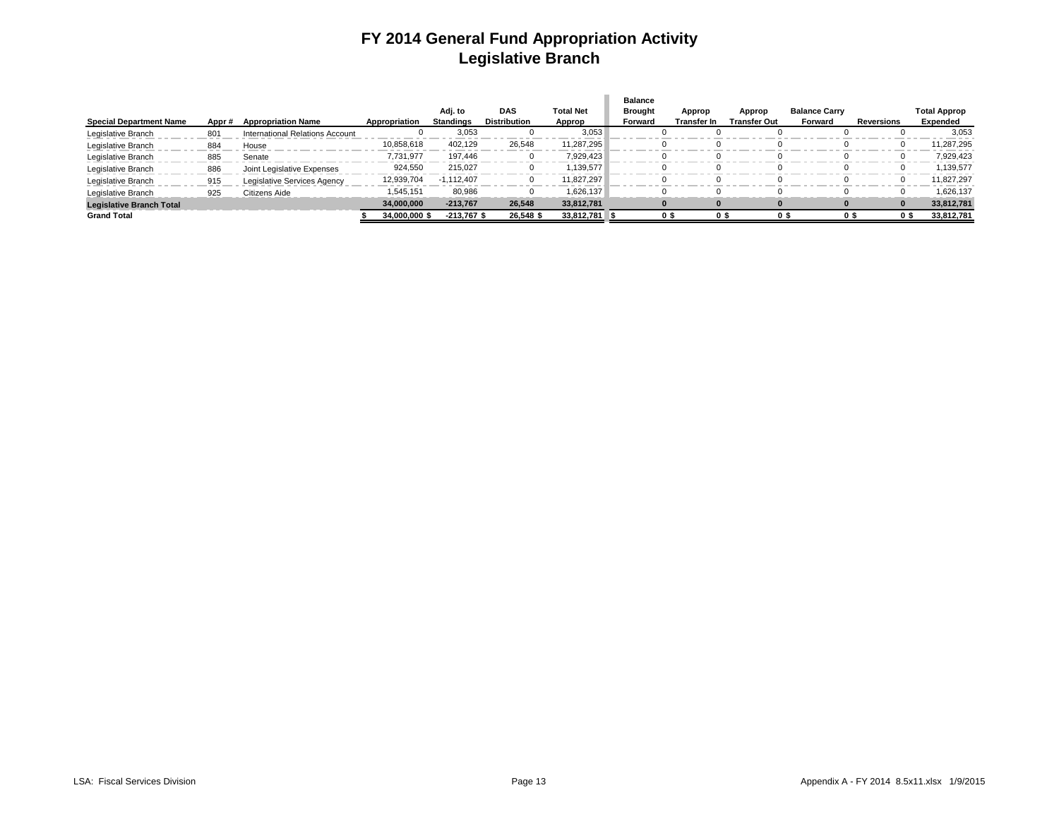# FY 2014 General Fund Appropriation Activity
## Legislative Branch

| Special Department Name | Appr # | Appropriation Name | Appropriation | Adj. to Standings | DAS Distribution | Total Net Approp | Balance Brought Forward | Approp Transfer In | Approp Transfer Out | Balance Carry Forward | Reversions | Total Approp Expended |
|---|---|---|---|---|---|---|---|---|---|---|---|---|
| Legislative Branch | 801 | International Relations Account | 0 | 3,053 | 0 | 3,053 | 0 | 0 | 0 | 0 | 0 | 3,053 |
| Legislative Branch | 884 | House | 10,858,618 | 402,129 | 26,548 | 11,287,295 | 0 | 0 | 0 | 0 | 0 | 11,287,295 |
| Legislative Branch | 885 | Senate | 7,731,977 | 197,446 | 0 | 7,929,423 | 0 | 0 | 0 | 0 | 0 | 7,929,423 |
| Legislative Branch | 886 | Joint Legislative Expenses | 924,550 | 215,027 | 0 | 1,139,577 | 0 | 0 | 0 | 0 | 0 | 1,139,577 |
| Legislative Branch | 915 | Legislative Services Agency | 12,939,704 | -1,112,407 | 0 | 11,827,297 | 0 | 0 | 0 | 0 | 0 | 11,827,297 |
| Legislative Branch | 925 | Citizens Aide | 1,545,151 | 80,986 | 0 | 1,626,137 | 0 | 0 | 0 | 0 | 0 | 1,626,137 |
| **Legislative Branch Total** | | | **34,000,000** | **-213,767** | **26,548** | **33,812,781** | **0** | **0** | **0** | **0** | **0** | **33,812,781** |
| **Grand Total** | | | **$ 34,000,000** | **$ -213,767** | **$ 26,548** | **$ 33,812,781** | **$ 0** | **$ 0** | **$ 0** | **$ 0** | **$ 0** | **$ 33,812,781** |

LSA: Fiscal Services Division

Appendix A - FY 2014 8.5x11.xlsx 1/9/2015